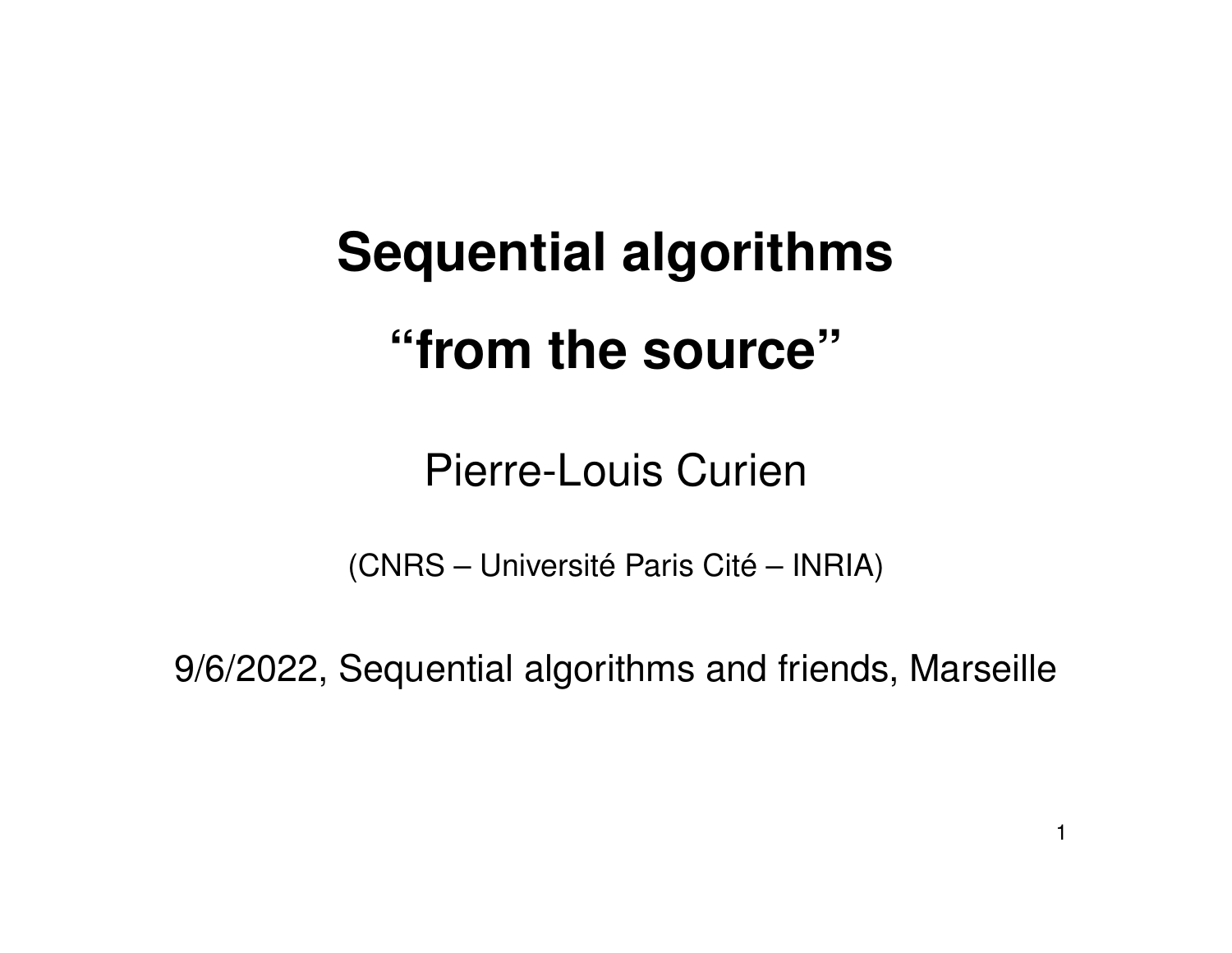# Sequential algorithms

# "from the source"

Pierre-Louis Curien

(CNRS – Université Paris Cité – INRIA)

9/6/2022, Sequential algorithms and friends, Marseille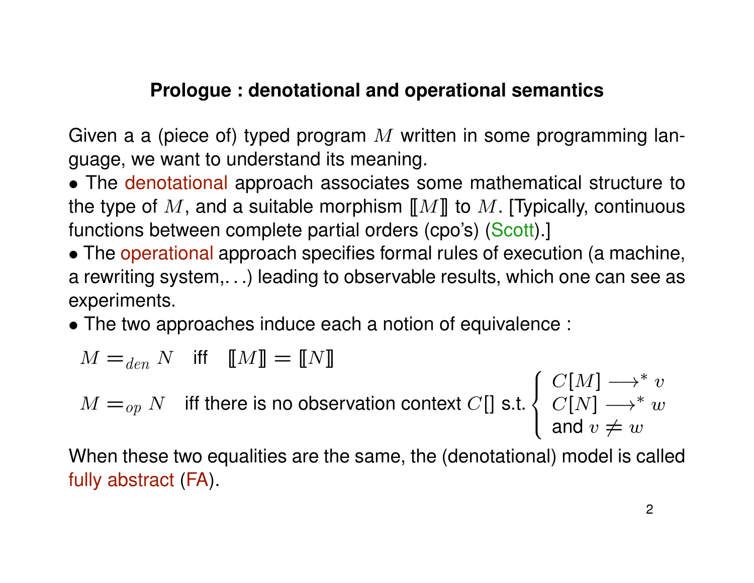## Prologue : denotational and operational semantics

Given a a (piece of) typed program $M$ written in some programming language, we want to understand its meaning.

• The denotational approach associates some mathematical structure to the type of $M$, and a suitable morphism $[\![M]\!]$ to $M$. [Typically, continuous functions between complete partial orders (cpo's) (Scott).]

• The operational approach specifies formal rules of execution (a machine, a rewriting system,. . .) leading to observable results, which one can see as experiments.

• The two approaches induce each a notion of equivalence :

$$M =_{den} N \quad \text{iff} \quad [\![M]\!] = [\![N]\!]$$

$$M =_{op} N \quad \text{iff there is no observation context } C[] \text{ s.t.} \begin{cases} C[M] \longrightarrow^* v \\ C[N] \longrightarrow^* w \\ \text{and } v \neq w \end{cases}$$

When these two equalities are the same, the (denotational) model is called fully abstract (FA).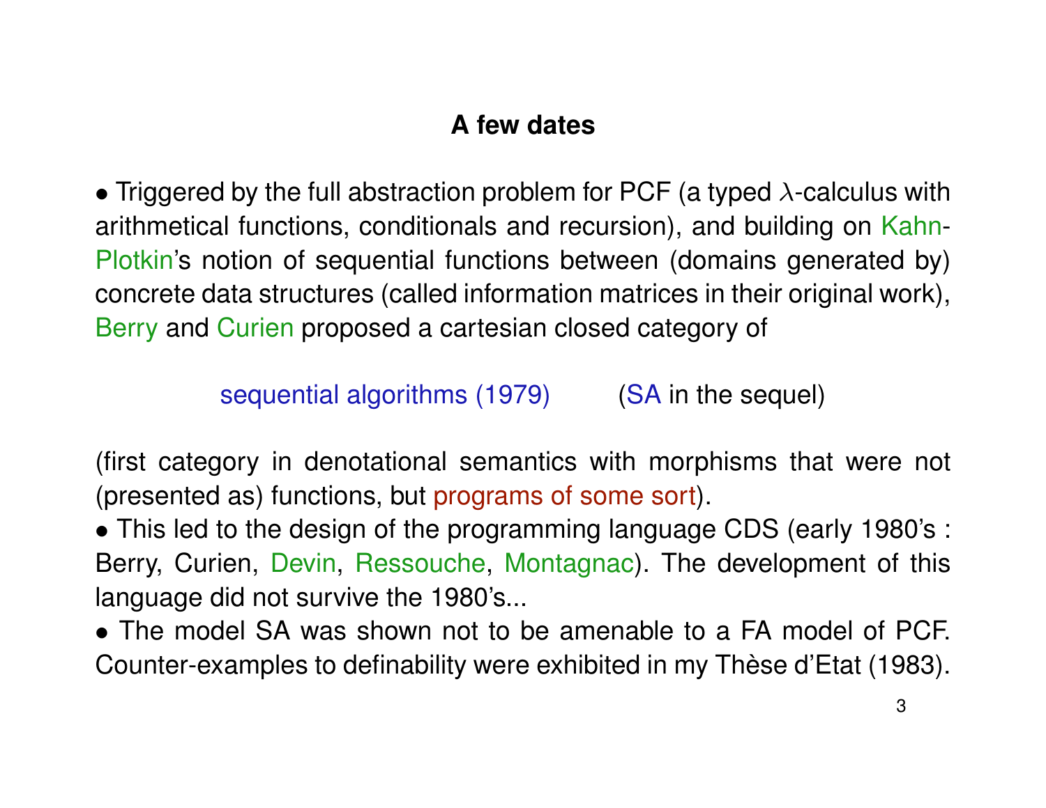# A few dates

- Triggered by the full abstraction problem for PCF (a typed $\lambda$-calculus with arithmetical functions, conditionals and recursion), and building on Kahn-Plotkin's notion of sequential functions between (domains generated by) concrete data structures (called information matrices in their original work), Berry and Curien proposed a cartesian closed category of

  sequential algorithms (1979) (SA in the sequel)

  (first category in denotational semantics with morphisms that were not (presented as) functions, but programs of some sort).
- This led to the design of the programming language CDS (early 1980's : Berry, Curien, Devin, Ressouche, Montagnac). The development of this language did not survive the 1980's...
- The model SA was shown not to be amenable to a FA model of PCF. Counter-examples to definability were exhibited in my Thèse d'Etat (1983).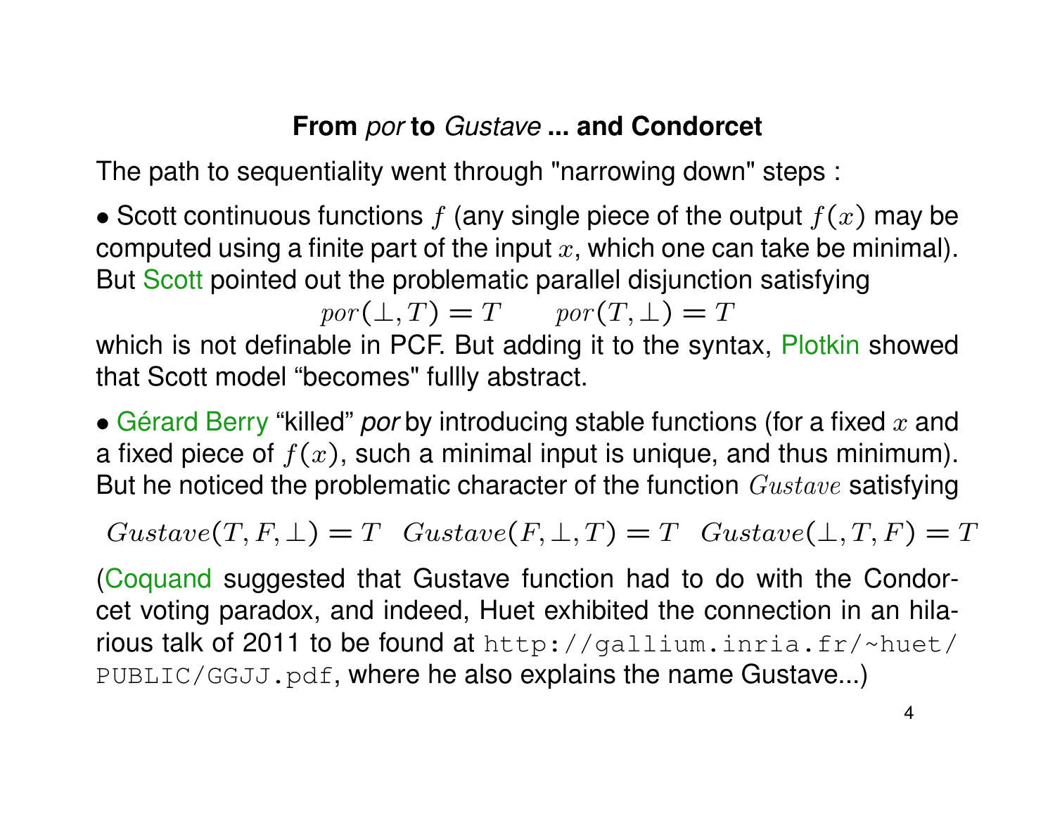## From *por* to *Gustave* ... and Condorcet

The path to sequentiality went through "narrowing down" steps :

- Scott continuous functions $f$ (any single piece of the output $f(x)$ may be computed using a finite part of the input $x$, which one can take be minimal). But Scott pointed out the problematic parallel disjunction satisfying

$$por(\bot, T) = T \qquad por(T, \bot) = T$$

which is not definable in PCF. But adding it to the syntax, Plotkin showed that Scott model "becomes" fullly abstract.

- Gérard Berry "killed" *por* by introducing stable functions (for a fixed $x$ and a fixed piece of $f(x)$, such a minimal input is unique, and thus minimum). But he noticed the problematic character of the function $Gustave$ satisfying

$$Gustave(T, F, \bot) = T \quad Gustave(F, \bot, T) = T \quad Gustave(\bot, T, F) = T$$

(Coquand suggested that Gustave function had to do with the Condorcet voting paradox, and indeed, Huet exhibited the connection in an hilarious talk of 2011 to be found at `http://gallium.inria.fr/~huet/PUBLIC/GGJJ.pdf`, where he also explains the name Gustave...)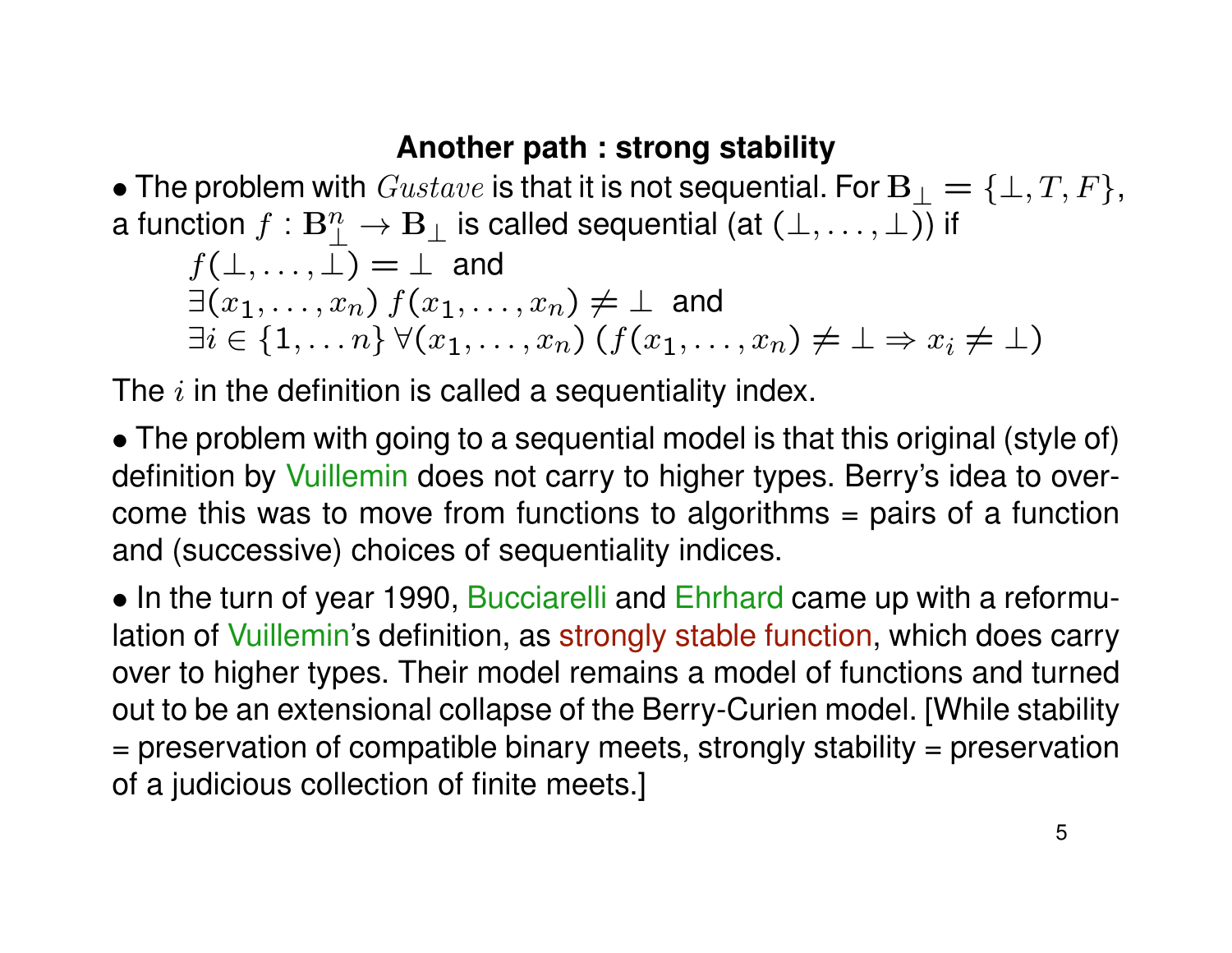## Another path : strong stability

• The problem with $Gustave$ is that it is not sequential. For $\mathbf{B}_\perp = \{\perp, T, F\}$, a function $f : \mathbf{B}_\perp^n \to \mathbf{B}_\perp$ is called sequential (at $(\perp, \ldots, \perp)$) if

$$f(\perp, \ldots, \perp) = \perp \text{ and}$$
$$\exists (x_1, \ldots, x_n)\ f(x_1, \ldots, x_n) \neq \perp \text{ and}$$
$$\exists i \in \{1, \ldots n\}\ \forall (x_1, \ldots, x_n)\ (f(x_1, \ldots, x_n) \neq \perp \Rightarrow x_i \neq \perp)$$

The $i$ in the definition is called a sequentiality index.

• The problem with going to a sequential model is that this original (style of) definition by Vuillemin does not carry to higher types. Berry's idea to overcome this was to move from functions to algorithms = pairs of a function and (successive) choices of sequentiality indices.

• In the turn of year 1990, Bucciarelli and Ehrhard came up with a reformulation of Vuillemin's definition, as strongly stable function, which does carry over to higher types. Their model remains a model of functions and turned out to be an extensional collapse of the Berry-Curien model. [While stability = preservation of compatible binary meets, strongly stability = preservation of a judicious collection of finite meets.]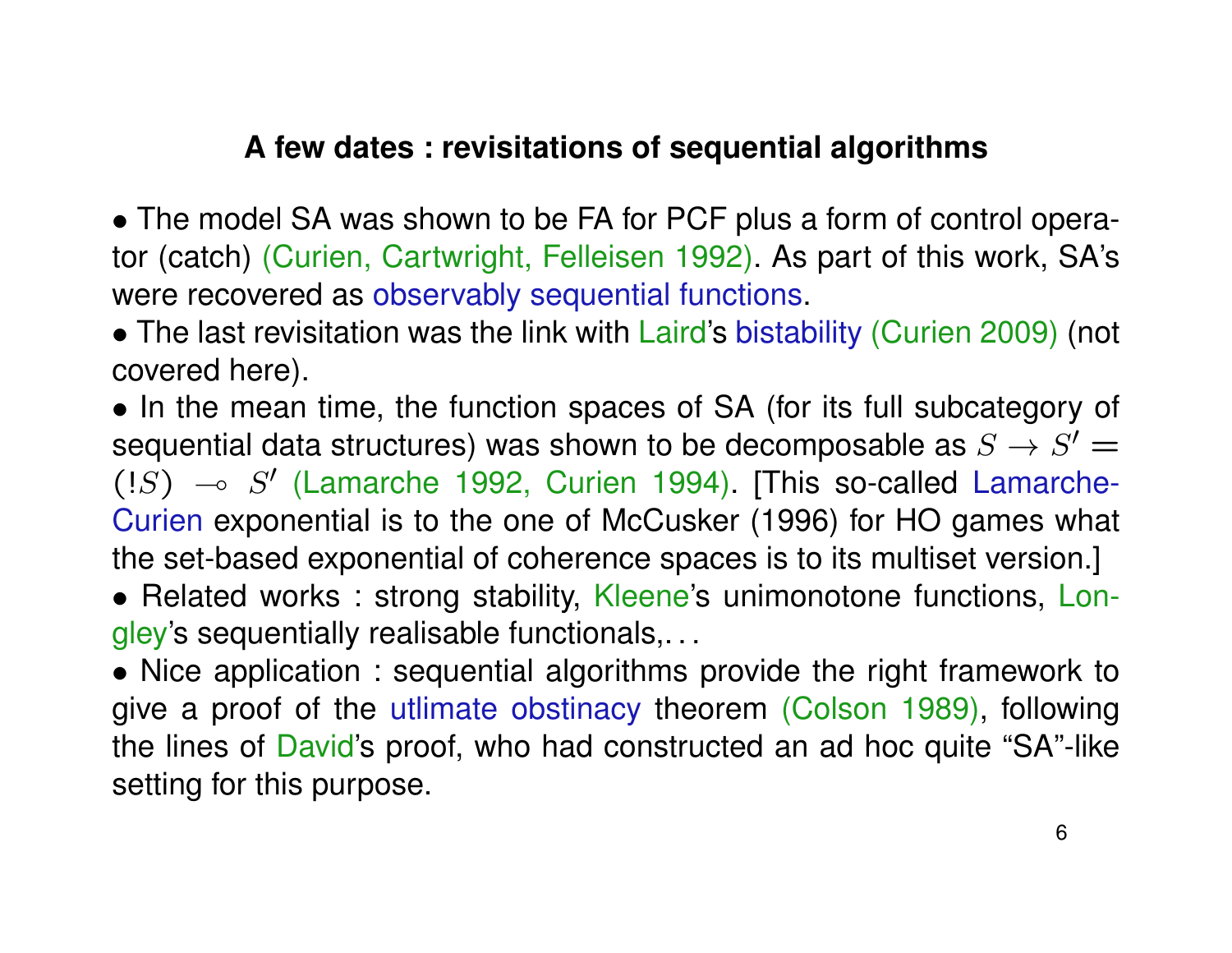## A few dates : revisitations of sequential algorithms

- The model SA was shown to be FA for PCF plus a form of control operator (catch) (Curien, Cartwright, Felleisen 1992). As part of this work, SA's were recovered as observably sequential functions.
- The last revisitation was the link with Laird's bistability (Curien 2009) (not covered here).
- In the mean time, the function spaces of SA (for its full subcategory of sequential data structures) was shown to be decomposable as $S \to S' = (!S) \multimap S'$ (Lamarche 1992, Curien 1994). [This so-called Lamarche-Curien exponential is to the one of McCusker (1996) for HO games what the set-based exponential of coherence spaces is to its multiset version.]
- Related works : strong stability, Kleene's unimonotone functions, Longley's sequentially realisable functionals,. . .
- Nice application : sequential algorithms provide the right framework to give a proof of the utlimate obstinacy theorem (Colson 1989), following the lines of David's proof, who had constructed an ad hoc quite "SA"-like setting for this purpose.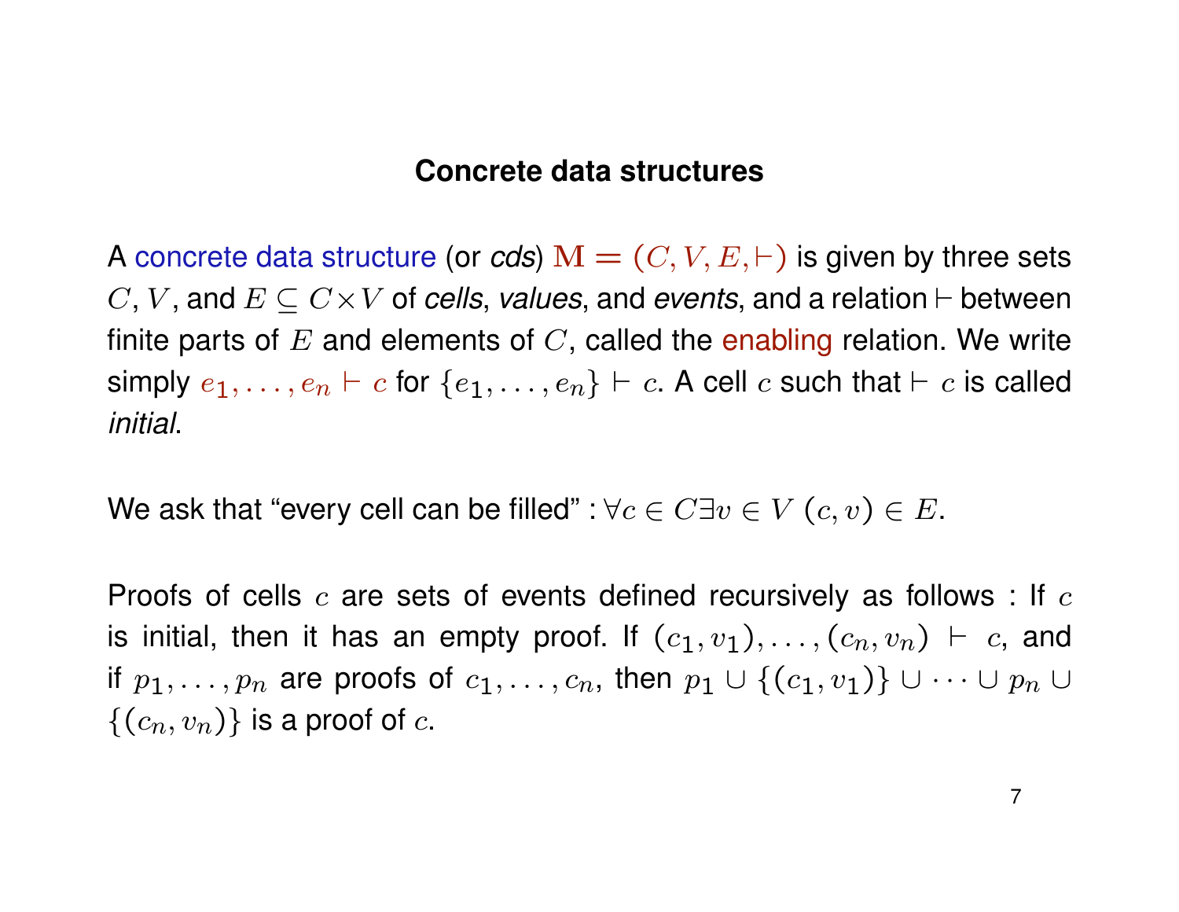## Concrete data structures

A concrete data structure (or *cds*) $\mathbf{M} = (C, V, E, \vdash)$ is given by three sets $C$, $V$, and $E \subseteq C \times V$ of *cells*, *values*, and *events*, and a relation $\vdash$ between finite parts of $E$ and elements of $C$, called the enabling relation. We write simply $e_1, \ldots, e_n \vdash c$ for $\{e_1, \ldots, e_n\} \vdash c$. A cell $c$ such that $\vdash c$ is called *initial*.

We ask that "every cell can be filled" : $\forall c \in C \exists v \in V \; (c, v) \in E$.

Proofs of cells $c$ are sets of events defined recursively as follows : If $c$ is initial, then it has an empty proof. If $(c_1, v_1), \ldots, (c_n, v_n) \vdash c$, and if $p_1, \ldots, p_n$ are proofs of $c_1, \ldots, c_n$, then $p_1 \cup \{(c_1, v_1)\} \cup \cdots \cup p_n \cup \{(c_n, v_n)\}$ is a proof of $c$.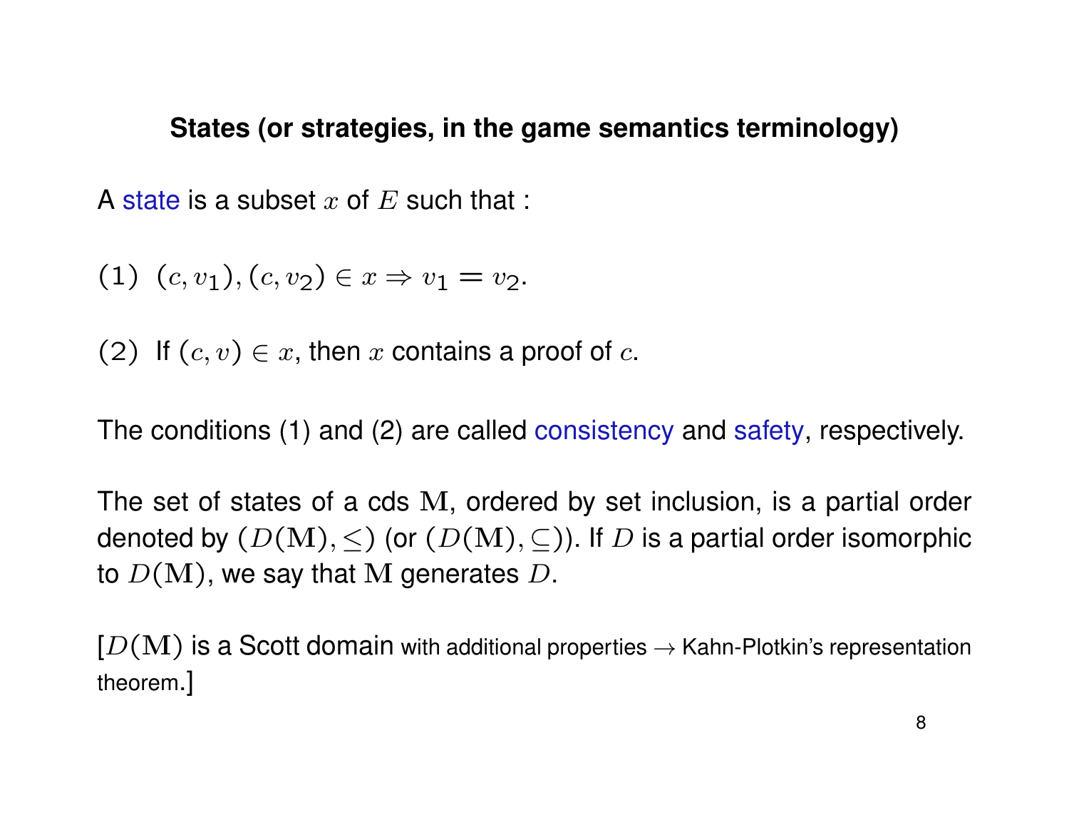## States (or strategies, in the game semantics terminology)

A state is a subset $x$ of $E$ such that :

(1) $(c, v_1), (c, v_2) \in x \Rightarrow v_1 = v_2$.

(2) If $(c, v) \in x$, then $x$ contains a proof of $c$.

The conditions (1) and (2) are called consistency and safety, respectively.

The set of states of a cds $\mathbf{M}$, ordered by set inclusion, is a partial order denoted by $(D(\mathbf{M}), \leq)$ (or $(D(\mathbf{M}), \subseteq)$). If $D$ is a partial order isomorphic to $D(\mathbf{M})$, we say that $\mathbf{M}$ generates $D$.

[$D(\mathbf{M})$ is a Scott domain with additional properties $\rightarrow$ Kahn-Plotkin's representation theorem.]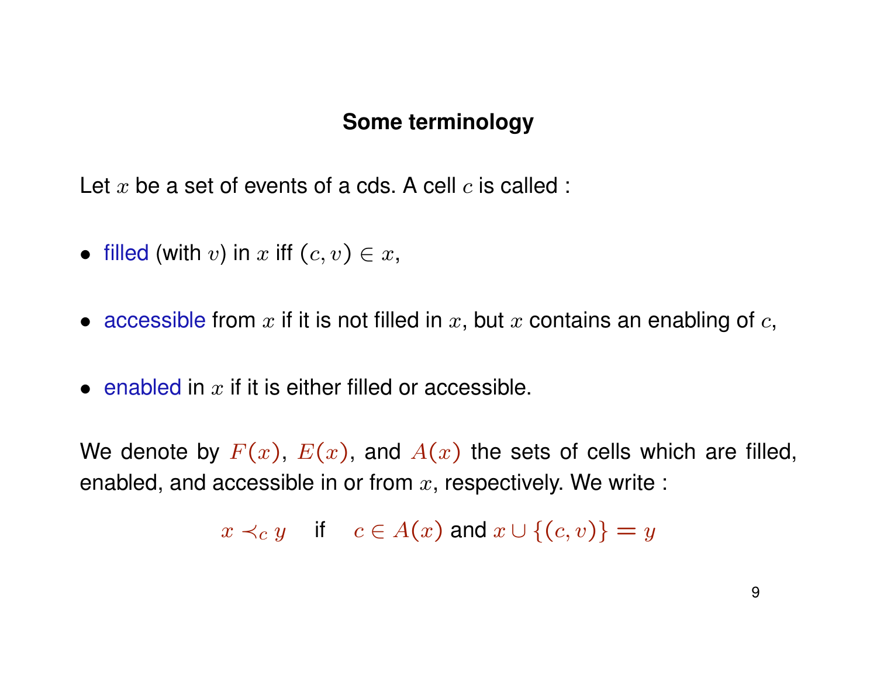## Some terminology

Let $x$ be a set of events of a cds. A cell $c$ is called :

- filled (with $v$) in $x$ iff $(c, v) \in x$,
- accessible from $x$ if it is not filled in $x$, but $x$ contains an enabling of $c$,
- enabled in $x$ if it is either filled or accessible.

We denote by $F(x)$, $E(x)$, and $A(x)$ the sets of cells which are filled, enabled, and accessible in or from $x$, respectively. We write :

$$x \prec_c y \quad \text{if} \quad c \in A(x) \text{ and } x \cup \{(c, v)\} = y$$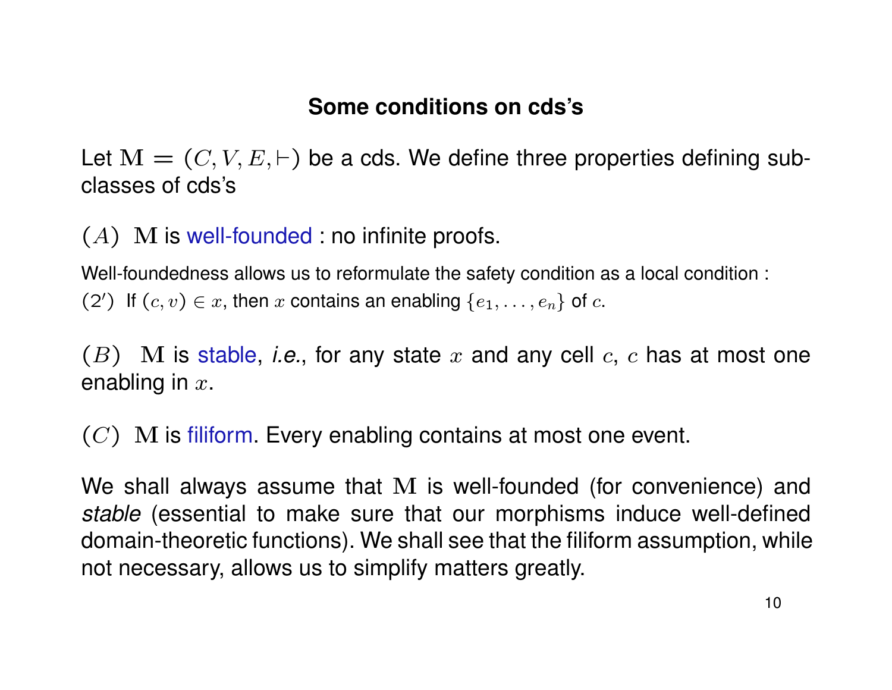## Some conditions on cds's

Let $\mathbf{M} = (C, V, E, \vdash)$ be a cds. We define three properties defining sub-classes of cds's

$(A)$ $\mathbf{M}$ is well-founded : no infinite proofs.

Well-foundedness allows us to reformulate the safety condition as a local condition :
$(2')$ If $(c, v) \in x$, then $x$ contains an enabling $\{e_1, \ldots, e_n\}$ of $c$.

$(B)$ $\mathbf{M}$ is stable, *i.e.*, for any state $x$ and any cell $c$, $c$ has at most one enabling in $x$.

$(C)$ $\mathbf{M}$ is filiform. Every enabling contains at most one event.

We shall always assume that $\mathbf{M}$ is well-founded (for convenience) and *stable* (essential to make sure that our morphisms induce well-defined domain-theoretic functions). We shall see that the filiform assumption, while not necessary, allows us to simplify matters greatly.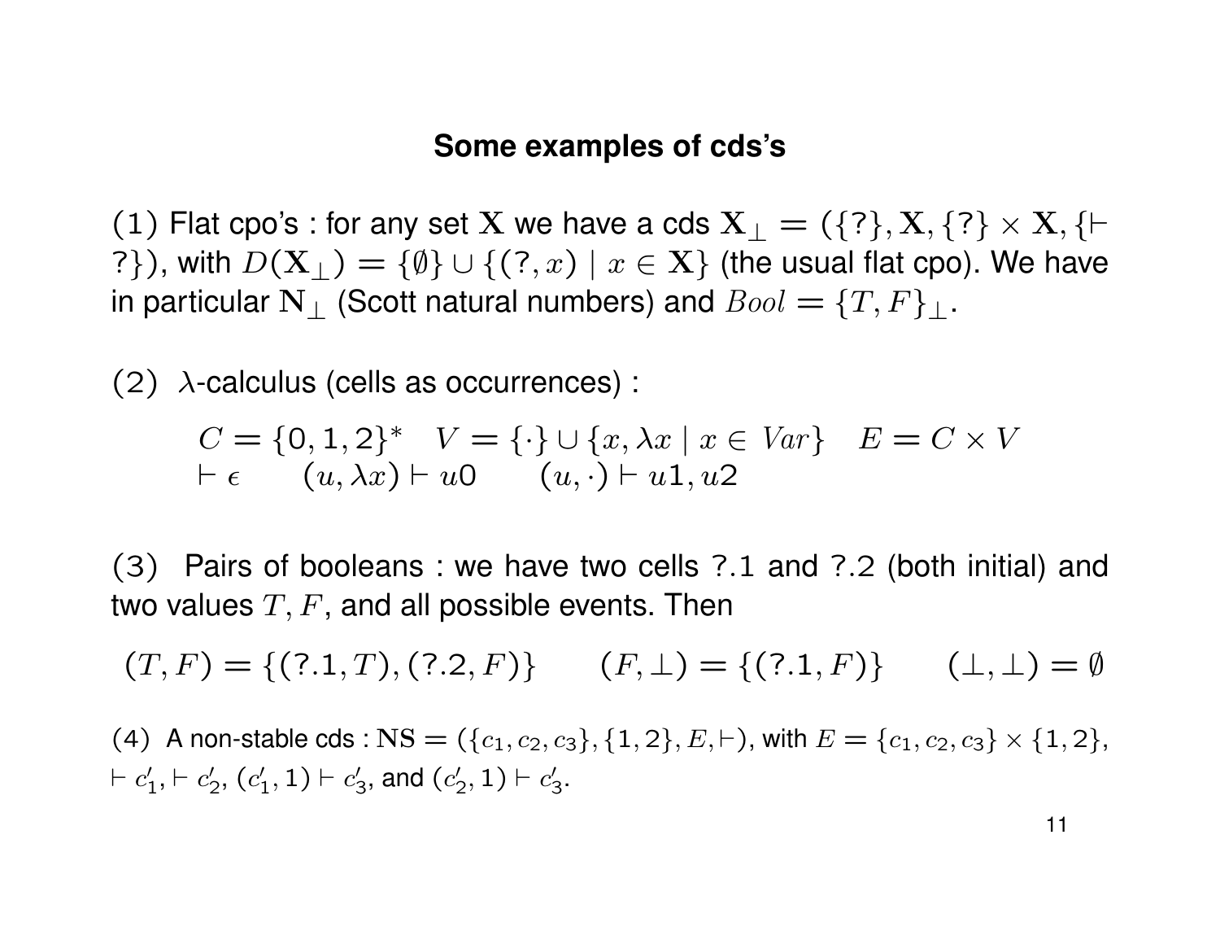# Some examples of cds's

(1) Flat cpo's : for any set $\mathbf{X}$ we have a cds $\mathbf{X}_\perp = (\{?\}, \mathbf{X}, \{?\} \times \mathbf{X}, \{\vdash ?\})$, with $D(\mathbf{X}_\perp) = \{\emptyset\} \cup \{(?, x) \mid x \in \mathbf{X}\}$ (the usual flat cpo). We have in particular $\mathbf{N}_\perp$ (Scott natural numbers) and $Bool = \{T, F\}_\perp$.

(2) $\lambda$-calculus (cells as occurrences) :

$$C = \{0, 1, 2\}^* \quad V = \{\cdot\} \cup \{x, \lambda x \mid x \in \mathit{Var}\} \quad E = C \times V$$
$$\vdash \epsilon \qquad (u, \lambda x) \vdash u0 \qquad (u, \cdot) \vdash u1, u2$$

(3) Pairs of booleans : we have two cells ?.1 and ?.2 (both initial) and two values $T, F$, and all possible events. Then

$$(T, F) = \{(?.1, T), (?.2, F)\} \qquad (F, \perp) = \{(?.1, F)\} \qquad (\perp, \perp) = \emptyset$$

(4) A non-stable cds : $\mathbf{NS} = (\{c_1, c_2, c_3\}, \{1, 2\}, E, \vdash)$, with $E = \{c_1, c_2, c_3\} \times \{1, 2\}$, $\vdash c_1', \vdash c_2'$, $(c_1', 1) \vdash c_3'$, and $(c_2', 1) \vdash c_3'$.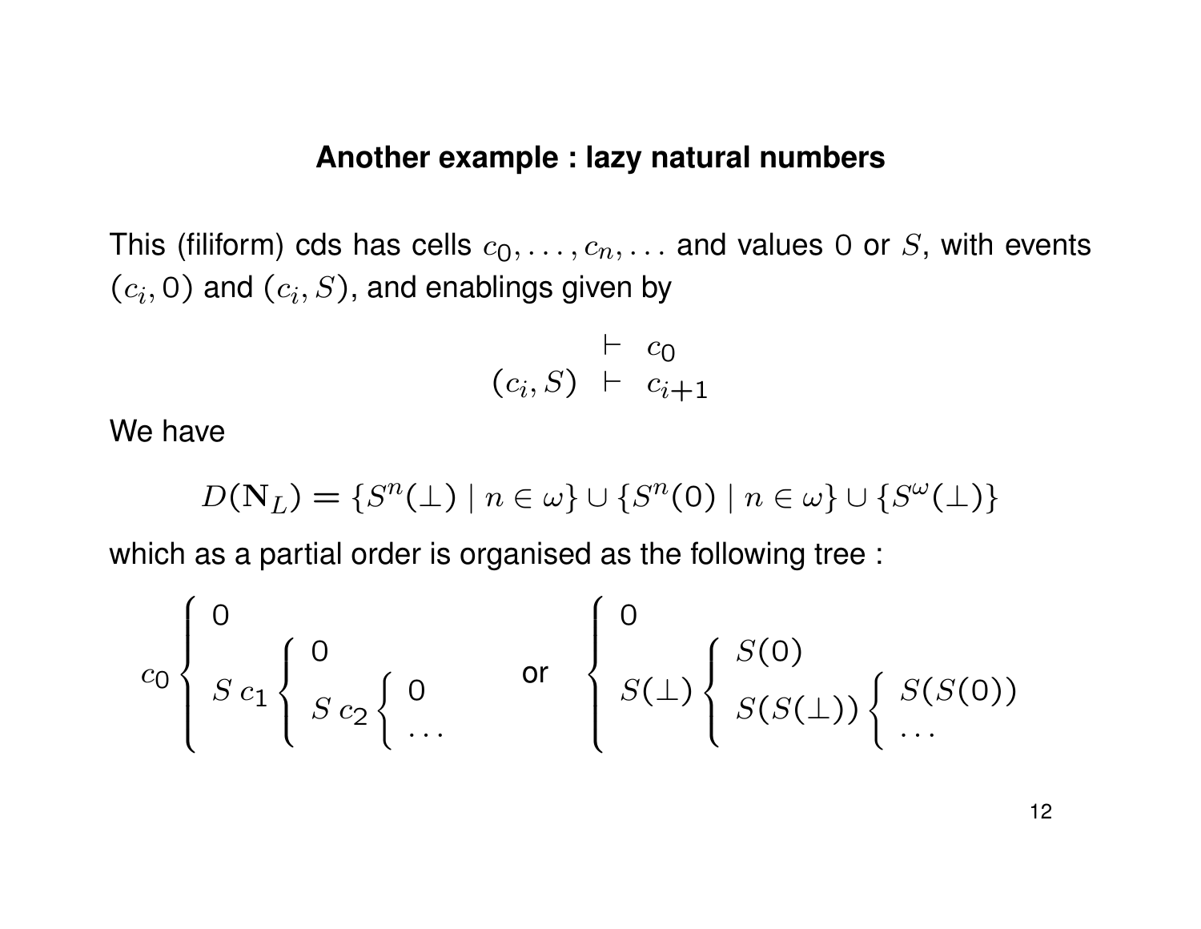## Another example : lazy natural numbers

This (filiform) cds has cells $c_0, \ldots, c_n, \ldots$ and values 0 or $S$, with events $(c_i, 0)$ and $(c_i, S)$, and enablings given by

$$
\begin{array}{rcl}
 & \vdash & c_0 \\
(c_i, S) & \vdash & c_{i+1}
\end{array}
$$

We have

$$
D(\mathbf{N}_L) = \{S^n(\bot) \mid n \in \omega\} \cup \{S^n(0) \mid n \in \omega\} \cup \{S^\omega(\bot)\}
$$

which as a partial order is organised as the following tree :

$$
c_0 \left\{ \begin{array}{l} 0 \\ S\ c_1 \left\{ \begin{array}{l} 0 \\ S\ c_2 \left\{ \begin{array}{l} 0 \\ \ldots \end{array} \right. \end{array} \right. \end{array} \right.
\quad \text{or} \quad
\left\{ \begin{array}{l} 0 \\ S(\bot) \left\{ \begin{array}{l} S(0) \\ S(S(\bot)) \left\{ \begin{array}{l} S(S(0)) \\ \ldots \end{array} \right. \end{array} \right. \end{array} \right.
$$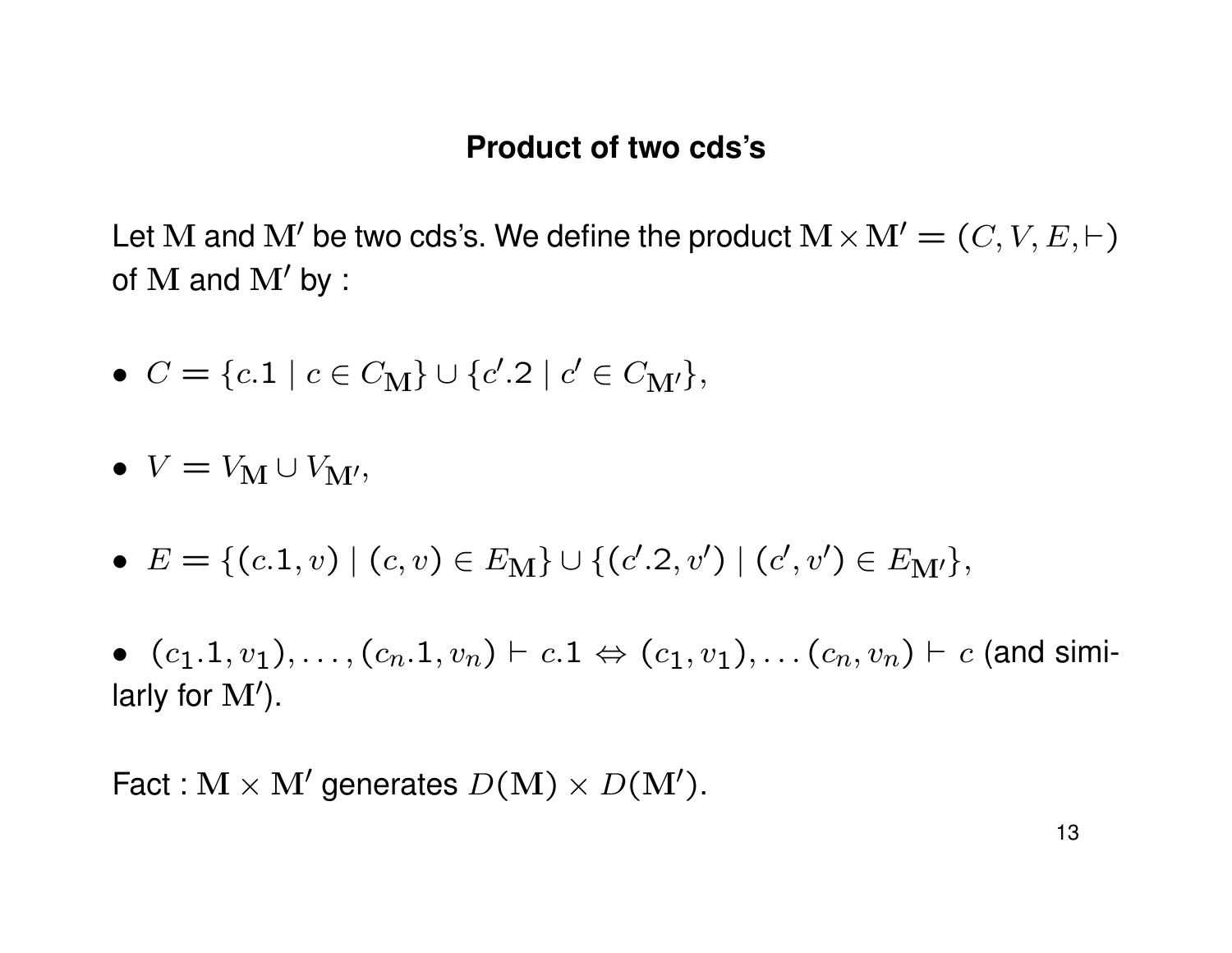## Product of two cds's

Let $\mathbf{M}$ and $\mathbf{M}'$ be two cds's. We define the product $\mathbf{M} \times \mathbf{M}' = (C, V, E, \vdash)$ of $\mathbf{M}$ and $\mathbf{M}'$ by :

- $C = \{c.1 \mid c \in C_{\mathbf{M}}\} \cup \{c'.2 \mid c' \in C_{\mathbf{M}'}\}$,
- $V = V_{\mathbf{M}} \cup V_{\mathbf{M}'}$,
- $E = \{(c.1, v) \mid (c, v) \in E_{\mathbf{M}}\} \cup \{(c'.2, v') \mid (c', v') \in E_{\mathbf{M}'}\}$,
- $(c_1.1, v_1), \ldots, (c_n.1, v_n) \vdash c.1 \Leftrightarrow (c_1, v_1), \ldots (c_n, v_n) \vdash c$ (and similarly for $\mathbf{M}'$).

Fact : $\mathbf{M} \times \mathbf{M}'$ generates $D(\mathbf{M}) \times D(\mathbf{M}')$.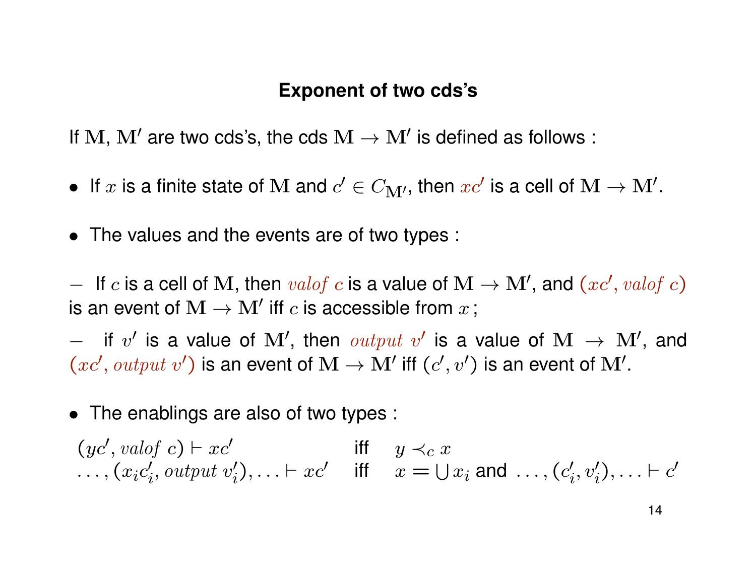## Exponent of two cds's

If $\mathbf{M}$, $\mathbf{M}'$ are two cds's, the cds $\mathbf{M} \to \mathbf{M}'$ is defined as follows :

- If $x$ is a finite state of $\mathbf{M}$ and $c' \in C_{\mathbf{M}'}$, then $xc'$ is a cell of $\mathbf{M} \to \mathbf{M}'$.

- The values and the events are of two types :

$-$ If $c$ is a cell of $\mathbf{M}$, then $\mathit{valof}\ c$ is a value of $\mathbf{M} \to \mathbf{M}'$, and $(xc', \mathit{valof}\ c)$ is an event of $\mathbf{M} \to \mathbf{M}'$ iff $c$ is accessible from $x$ ;

$-$ if $v'$ is a value of $\mathbf{M}'$, then $\mathit{output}\ v'$ is a value of $\mathbf{M} \to \mathbf{M}'$, and $(xc', \mathit{output}\ v')$ is an event of $\mathbf{M} \to \mathbf{M}'$ iff $(c', v')$ is an event of $\mathbf{M}'$.

- The enablings are also of two types :

$$
\begin{array}{lll}
(yc', \mathit{valof}\ c) \vdash xc' & \text{iff} & y \prec_c x \\
\ldots, (x_i c'_i, \mathit{output}\ v'_i), \ldots \vdash xc' & \text{iff} & x = \bigcup x_i \text{ and } \ldots, (c'_i, v'_i), \ldots \vdash c'
\end{array}
$$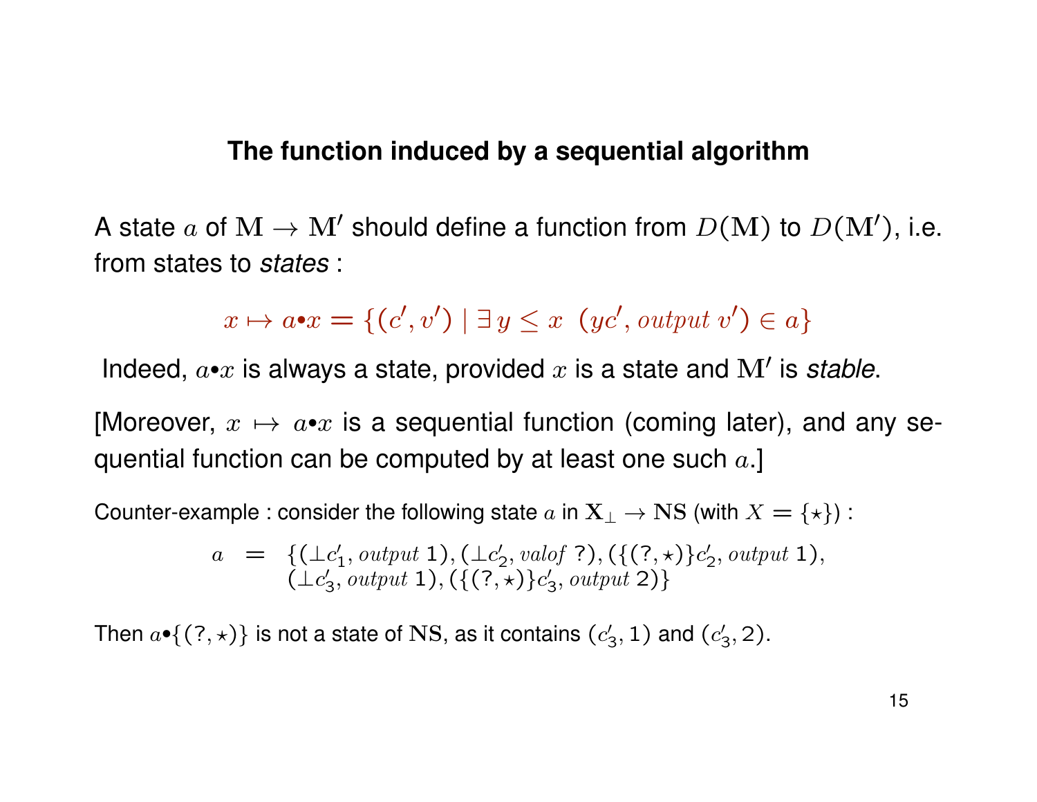## The function induced by a sequential algorithm

A state $a$ of $\mathbf{M} \to \mathbf{M}'$ should define a function from $D(\mathbf{M})$ to $D(\mathbf{M}')$, i.e. from states to *states* :

$$x \mapsto a{\bullet}x = \{(c', v') \mid \exists\, y \leq x \;\; (yc', \mathit{output}\ v') \in a\}$$

Indeed, $a{\bullet}x$ is always a state, provided $x$ is a state and $\mathbf{M}'$ is *stable*.

[Moreover, $x \mapsto a{\bullet}x$ is a sequential function (coming later), and any sequential function can be computed by at least one such $a$.]

Counter-example : consider the following state $a$ in $\mathbf{X}_\perp \to \mathbf{NS}$ (with $X = \{\star\}$) :

$$\begin{array}{rcl} a & = & \{(\perp c'_1, \mathit{output}\ 1), (\perp c'_2, \mathit{valof}\ ?), (\{(?, \star)\}c'_2, \mathit{output}\ 1), \\ & & (\perp c'_3, \mathit{output}\ 1), (\{(?, \star)\}c'_3, \mathit{output}\ 2)\} \end{array}$$

Then $a{\bullet}\{(?, \star)\}$ is not a state of $\mathbf{NS}$, as it contains $(c'_3, 1)$ and $(c'_3, 2)$.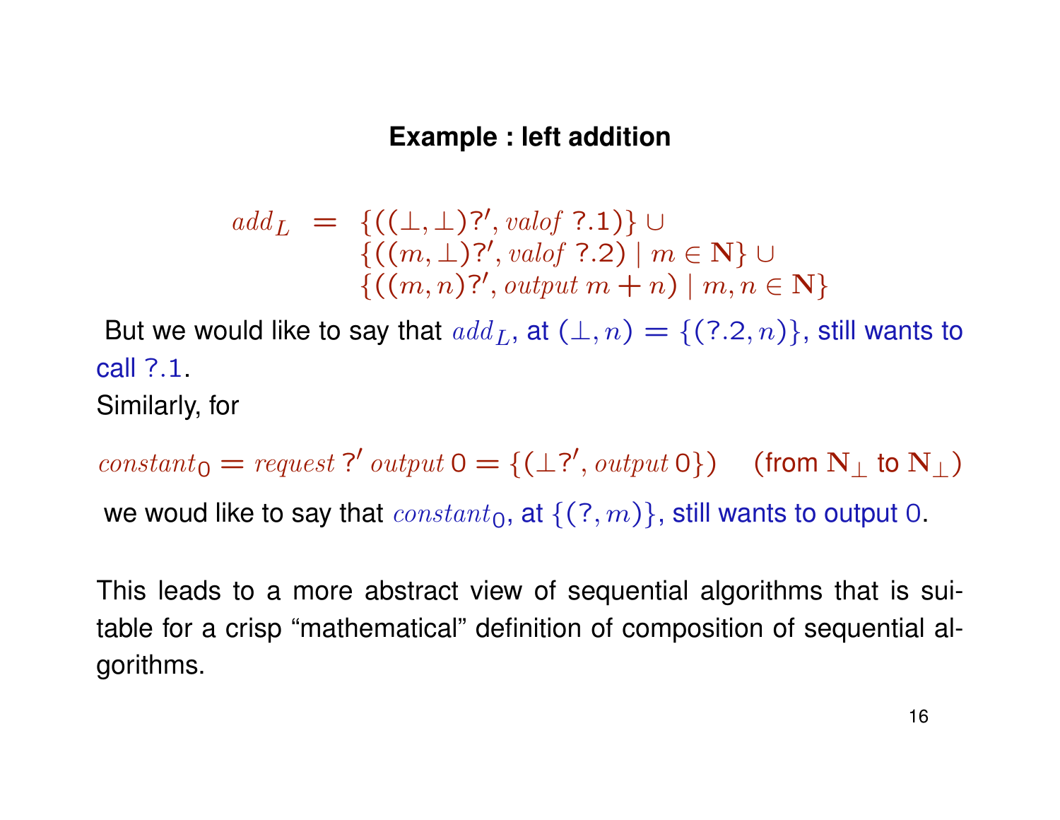## Example : left addition

$$
\begin{array}{rcl}
add_L & = & \{((\bot,\bot)?', valof\ ?.1)\} \cup \\
 & & \{((m,\bot)?', valof\ ?.2) \mid m \in \mathbf{N}\} \cup \\
 & & \{((m,n)?', output\ m+n) \mid m,n \in \mathbf{N}\}
\end{array}
$$

But we would like to say that $add_L$, at $(\bot, n) = \{(?.2, n)\}$, still wants to call $?.1$.

Similarly, for

$$constant_0 = request\ ?'\ output\ 0 = \{(\bot ?', output\ 0\})\quad \text{(from } \mathbf{N}_\bot \text{ to } \mathbf{N}_\bot)$$

we woud like to say that $constant_0$, at $\{(?, m)\}$, still wants to output $0$.

This leads to a more abstract view of sequential algorithms that is suitable for a crisp "mathematical" definition of composition of sequential algorithms.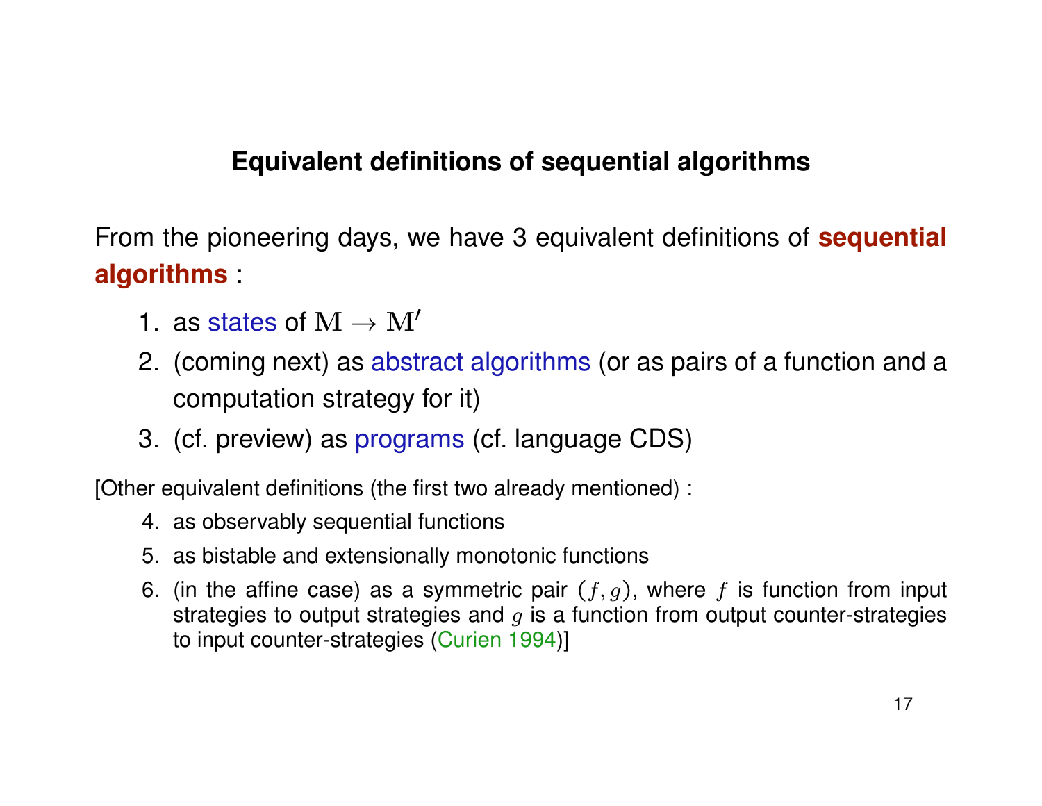## Equivalent definitions of sequential algorithms

From the pioneering days, we have 3 equivalent definitions of **sequential algorithms** :

1. as states of $\mathbf{M} \to \mathbf{M}'$
2. (coming next) as abstract algorithms (or as pairs of a function and a computation strategy for it)
3. (cf. preview) as programs (cf. language CDS)

[Other equivalent definitions (the first two already mentioned) :

4. as observably sequential functions
5. as bistable and extensionally monotonic functions
6. (in the affine case) as a symmetric pair $(f, g)$, where $f$ is function from input strategies to output strategies and $g$ is a function from output counter-strategies to input counter-strategies (Curien 1994)]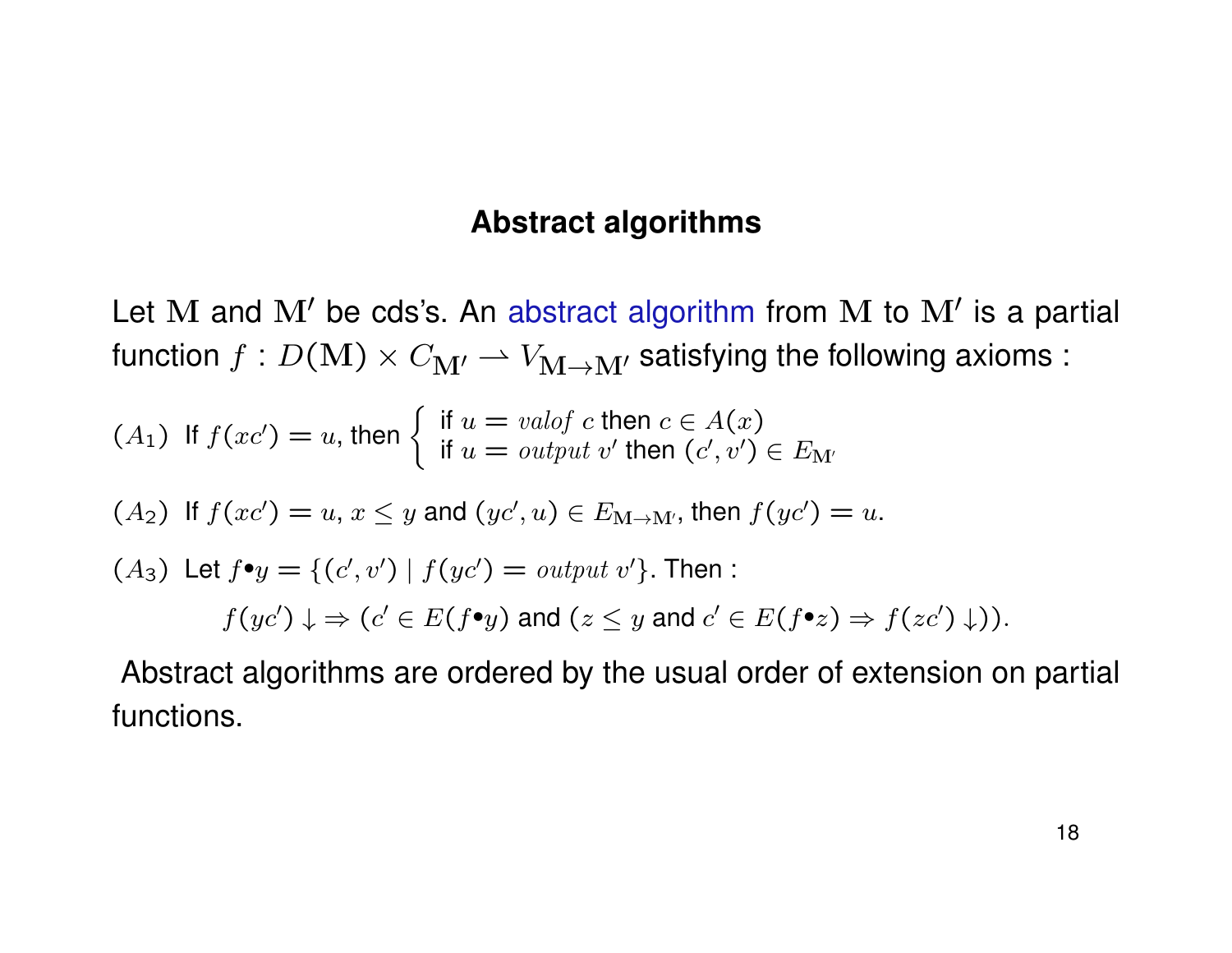## Abstract algorithms

Let $\mathbf{M}$ and $\mathbf{M}'$ be cds's. An abstract algorithm from $\mathbf{M}$ to $\mathbf{M}'$ is a partial function $f : D(\mathbf{M}) \times C_{\mathbf{M}'} \rightharpoonup V_{\mathbf{M} \to \mathbf{M}'}$ satisfying the following axioms :

$(A_1)$ If $f(xc') = u$, then $\begin{cases} \text{if } u = \mathit{valof}\ c \text{ then } c \in A(x) \\ \text{if } u = \mathit{output}\ v' \text{ then } (c', v') \in E_{\mathbf{M}'} \end{cases}$

$(A_2)$ If $f(xc') = u$, $x \leq y$ and $(yc', u) \in E_{\mathbf{M} \to \mathbf{M}'}$, then $f(yc') = u$.

$(A_3)$ Let $f \bullet y = \{(c', v') \mid f(yc') = \mathit{output}\ v'\}$. Then :

$$f(yc') \downarrow \Rightarrow (c' \in E(f \bullet y) \text{ and } (z \leq y \text{ and } c' \in E(f \bullet z) \Rightarrow f(zc') \downarrow)).$$

Abstract algorithms are ordered by the usual order of extension on partial functions.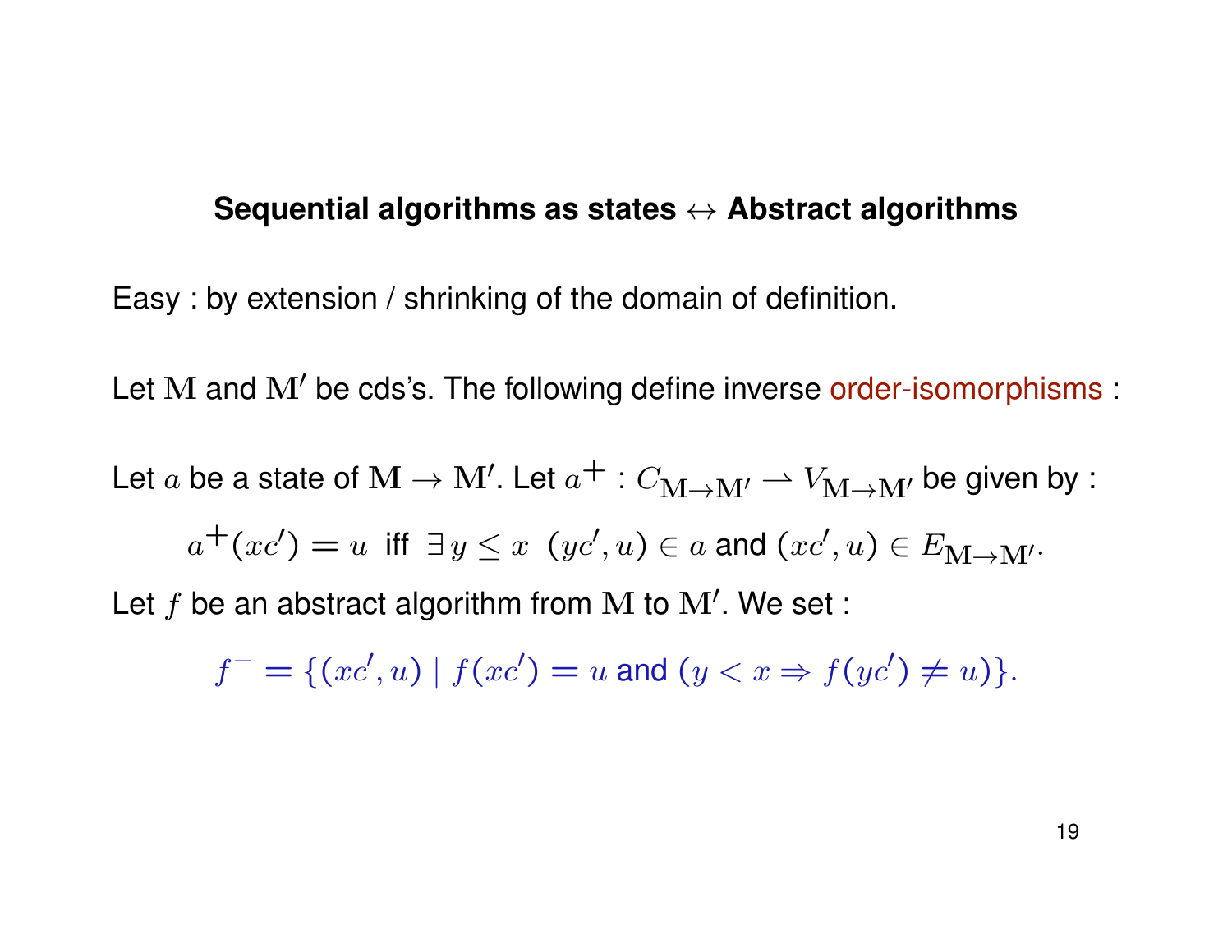## Sequential algorithms as states $\leftrightarrow$ Abstract algorithms

Easy : by extension / shrinking of the domain of definition.

Let $\mathbf{M}$ and $\mathbf{M}'$ be cds's. The following define inverse order-isomorphisms :

Let $a$ be a state of $\mathbf{M} \to \mathbf{M}'$. Let $a^+ : C_{\mathbf{M}\to\mathbf{M}'} \rightharpoonup V_{\mathbf{M}\to\mathbf{M}'}$ be given by :

$$a^+(xc') = u \text{ iff } \exists\, y \leq x \;\; (yc', u) \in a \text{ and } (xc', u) \in E_{\mathbf{M}\to\mathbf{M}'}.$$

Let $f$ be an abstract algorithm from $\mathbf{M}$ to $\mathbf{M}'$. We set :

$$f^- = \{(xc', u) \mid f(xc') = u \text{ and } (y < x \Rightarrow f(yc') \neq u)\}.$$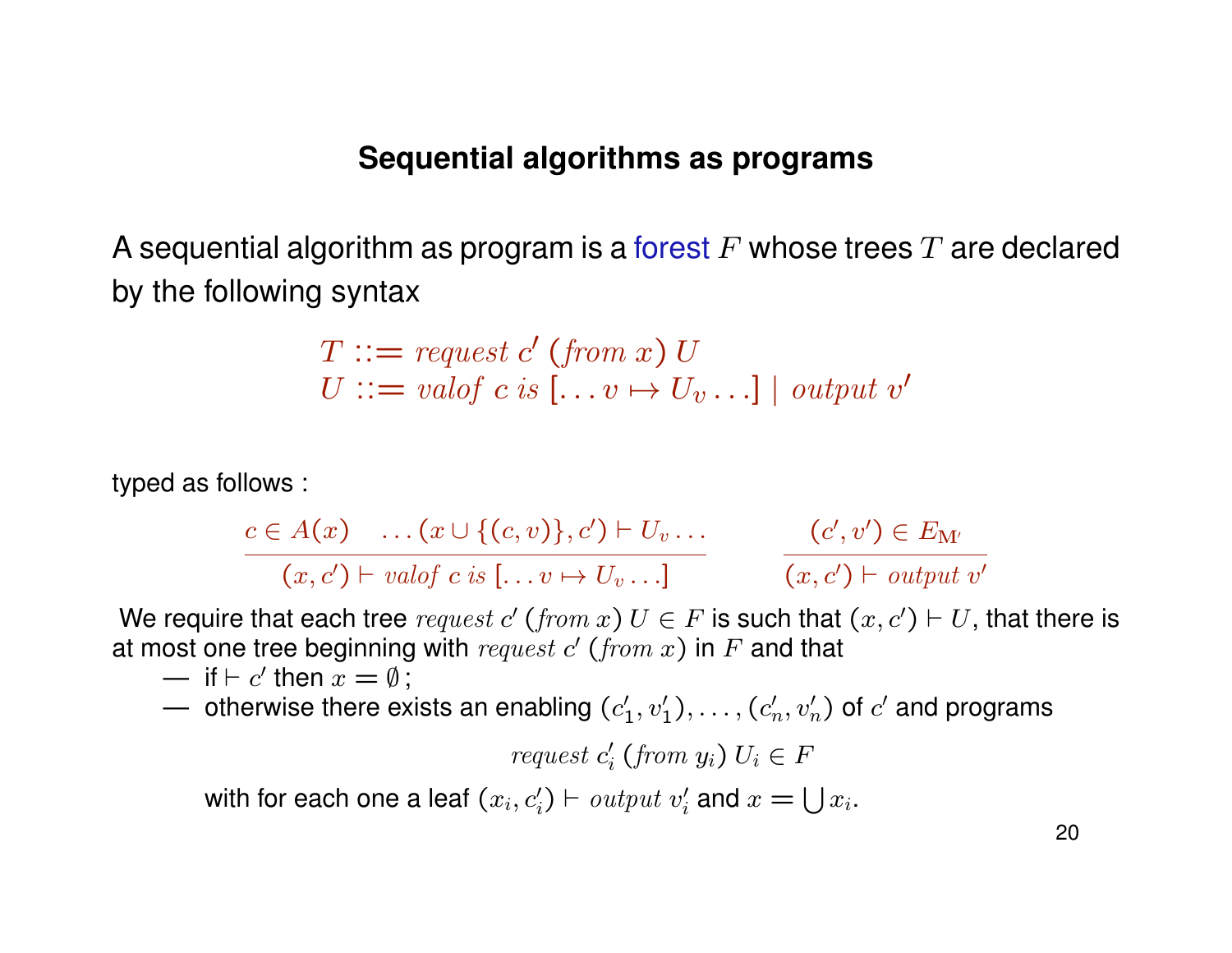## Sequential algorithms as programs

A sequential algorithm as program is a forest $F$ whose trees $T$ are declared by the following syntax

$$
\begin{array}{l}
T ::= \textit{request } c' \ (\textit{from } x) \ U \\
U ::= \textit{valof } c \textit{ is } [\ldots v \mapsto U_v \ldots] \mid \textit{output } v'
\end{array}
$$

typed as follows :

$$
\frac{c \in A(x) \quad \ldots (x \cup \{(c,v)\}, c') \vdash U_v \ldots}{(x, c') \vdash \textit{valof } c \textit{ is } [\ldots v \mapsto U_v \ldots]} \qquad \frac{(c', v') \in E_{\mathbf{M}'}}{(x, c') \vdash \textit{output } v'}
$$

We require that each tree $\textit{request } c' \ (\textit{from } x) \ U \in F$ is such that $(x, c') \vdash U$, that there is at most one tree beginning with $\textit{request } c' \ (\textit{from } x)$ in $F$ and that

- if $\vdash c'$ then $x = \emptyset$ ;
- otherwise there exists an enabling $(c'_1, v'_1), \ldots, (c'_n, v'_n)$ of $c'$ and programs

$$
\textit{request } c'_i \ (\textit{from } y_i) \ U_i \in F
$$

  with for each one a leaf $(x_i, c'_i) \vdash \textit{output } v'_i$ and $x = \bigcup x_i$.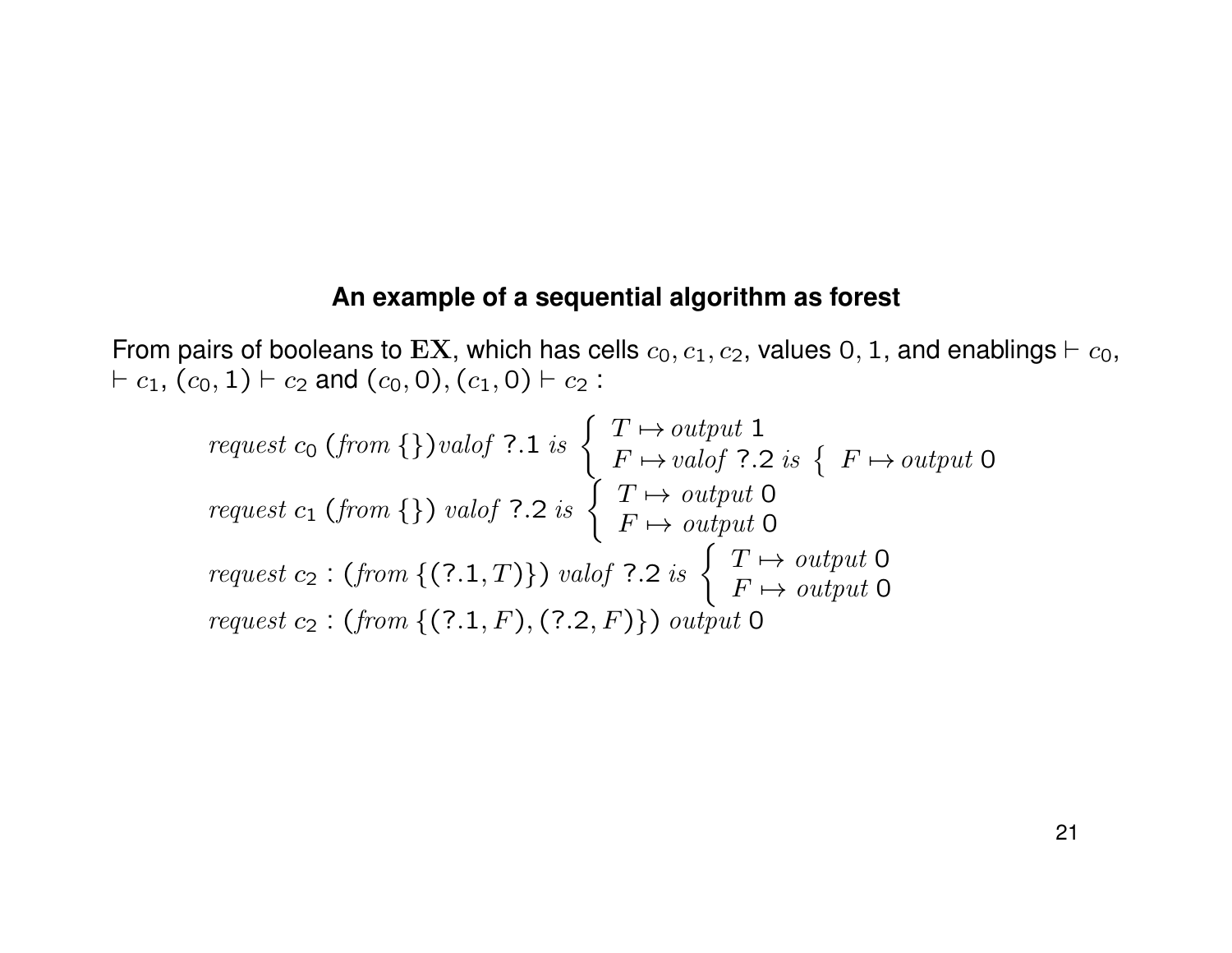## An example of a sequential algorithm as forest

From pairs of booleans to $\mathbf{EX}$, which has cells $c_0, c_1, c_2$, values $0, 1$, and enablings $\vdash c_0$, $\vdash c_1$, $(c_0, 1) \vdash c_2$ and $(c_0, 0), (c_1, 0) \vdash c_2$ :

$$
\begin{array}{l}
\mathit{request}\ c_0\ (\mathit{from}\ \{\})\mathit{valof}\ ?.1\ \mathit{is}\ \left\{\begin{array}{l} T \mapsto \mathit{output}\ 1 \\ F \mapsto \mathit{valof}\ ?.2\ \mathit{is}\ \left\{\ F \mapsto \mathit{output}\ 0\right. \end{array}\right. \\
\mathit{request}\ c_1\ (\mathit{from}\ \{\})\ \mathit{valof}\ ?.2\ \mathit{is}\ \left\{\begin{array}{l} T \mapsto\ \mathit{output}\ 0 \\ F \mapsto\ \mathit{output}\ 0 \end{array}\right. \\
\mathit{request}\ c_2 : (\mathit{from}\ \{(?.1, T)\})\ \mathit{valof}\ ?.2\ \mathit{is}\ \left\{\begin{array}{l} T \mapsto\ \mathit{output}\ 0 \\ F \mapsto\ \mathit{output}\ 0 \end{array}\right. \\
\mathit{request}\ c_2 : (\mathit{from}\ \{(?.1, F), (?.2, F)\})\ \mathit{output}\ 0
\end{array}
$$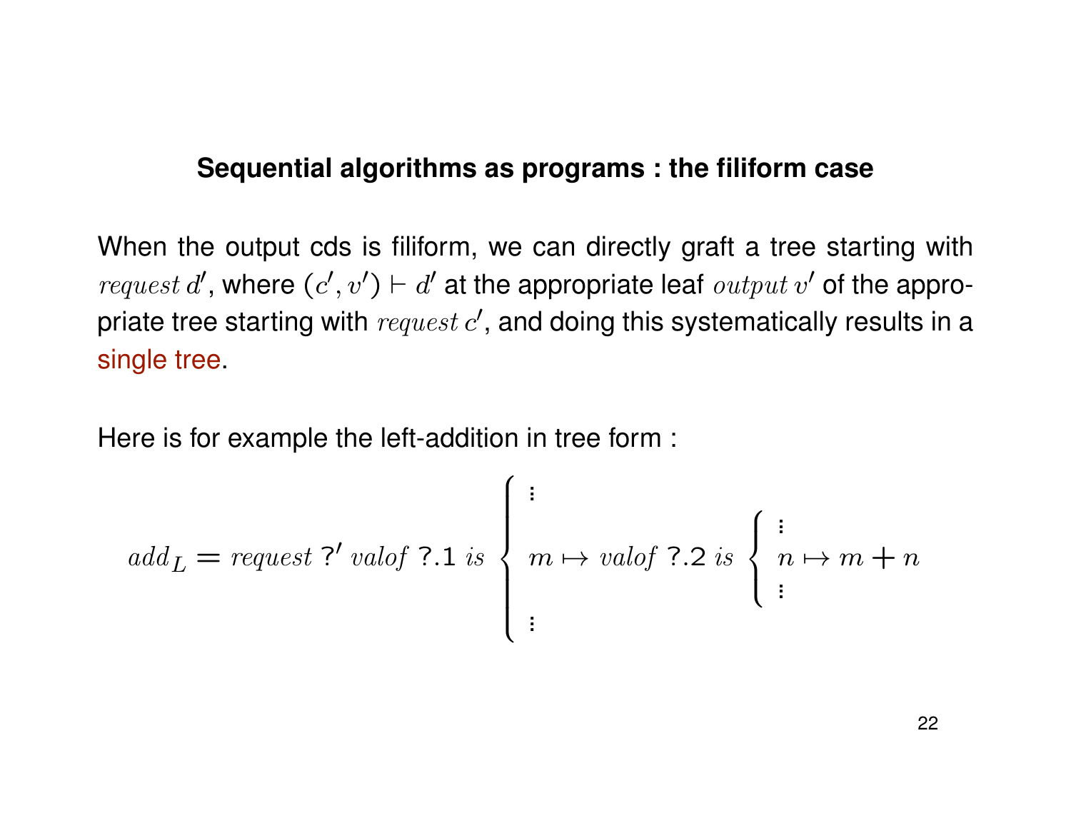## Sequential algorithms as programs : the filiform case

When the output cds is filiform, we can directly graft a tree starting with $\mathit{request}\, d'$, where $(c', v') \vdash d'$ at the appropriate leaf $\mathit{output}\, v'$ of the appropriate tree starting with $\mathit{request}\, c'$, and doing this systematically results in a single tree.

Here is for example the left-addition in tree form :

$$
\mathit{add}_L = \mathit{request}\ ?'\ \mathit{valof}\ ?.1\ \mathit{is}\ \left\{ \begin{array}{l} \vdots \\ \\ m \mapsto \mathit{valof}\ ?.2\ \mathit{is}\ \left\{ \begin{array}{l} \vdots \\ n \mapsto m + n \\ \vdots \end{array} \right. \\ \\ \vdots \end{array} \right.
$$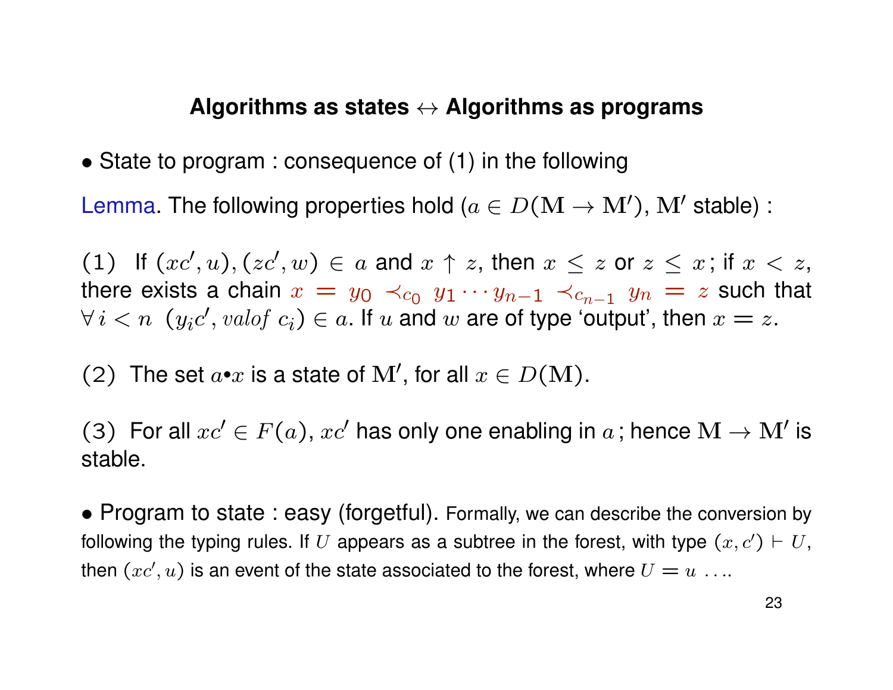## Algorithms as states $\leftrightarrow$ Algorithms as programs

- State to program : consequence of (1) in the following

Lemma. The following properties hold ($a \in D(\mathbf{M} \to \mathbf{M}')$, $\mathbf{M}'$ stable) :

(1) If $(xc', u), (zc', w) \in a$ and $x \uparrow z$, then $x \leq z$ or $z \leq x$; if $x < z$, there exists a chain $x = y_0 \prec_{c_0} y_1 \cdots y_{n-1} \prec_{c_{n-1}} y_n = z$ such that $\forall\, i < n \;\; (y_i c', \mathit{valof}\ c_i) \in a$. If $u$ and $w$ are of type 'output', then $x = z$.

(2) The set $a{\bullet}x$ is a state of $\mathbf{M}'$, for all $x \in D(\mathbf{M})$.

(3) For all $xc' \in F(a)$, $xc'$ has only one enabling in $a$; hence $\mathbf{M} \to \mathbf{M}'$ is stable.

- Program to state : easy (forgetful). Formally, we can describe the conversion by following the typing rules. If $U$ appears as a subtree in the forest, with type $(x, c') \vdash U$, then $(xc', u)$ is an event of the state associated to the forest, where $U = u \;\ldots$.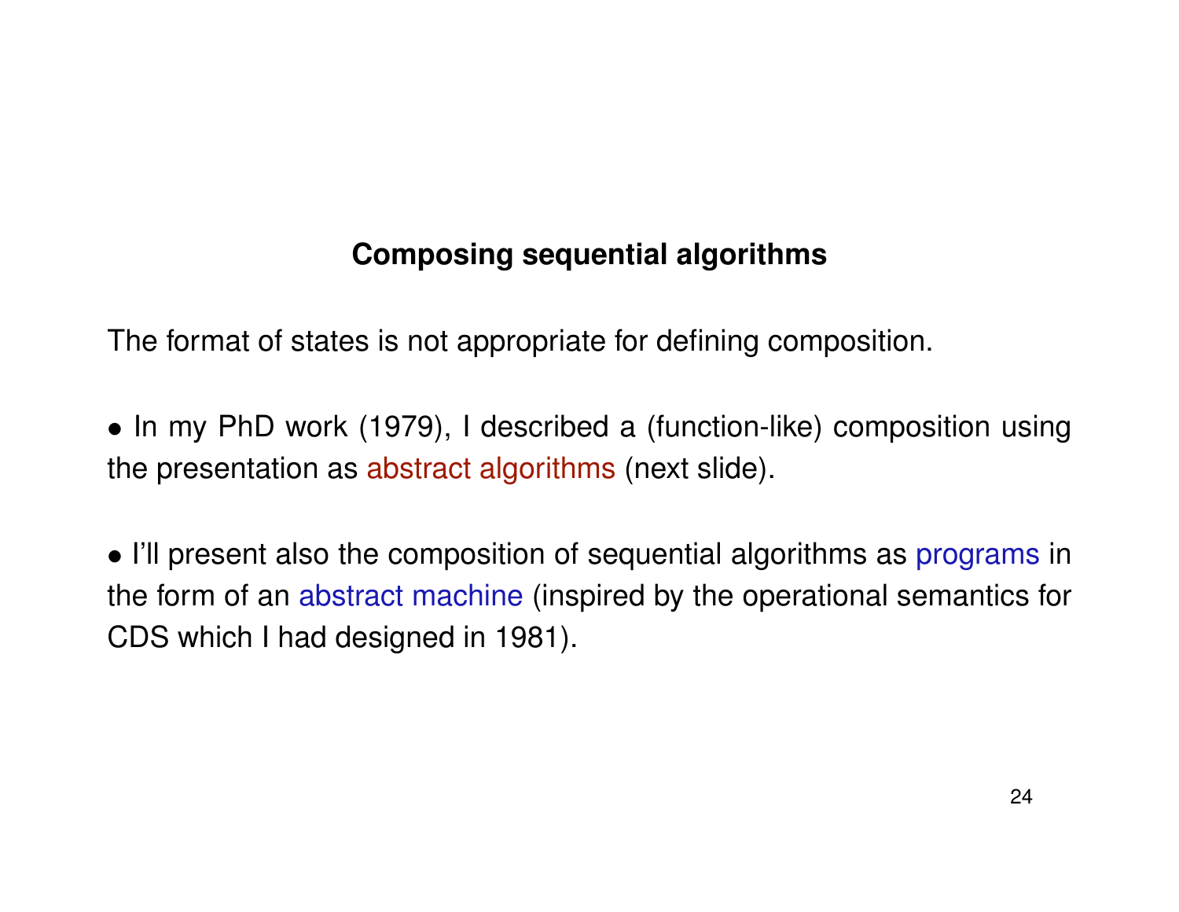## Composing sequential algorithms

The format of states is not appropriate for defining composition.

- In my PhD work (1979), I described a (function-like) composition using the presentation as abstract algorithms (next slide).

- I'll present also the composition of sequential algorithms as programs in the form of an abstract machine (inspired by the operational semantics for CDS which I had designed in 1981).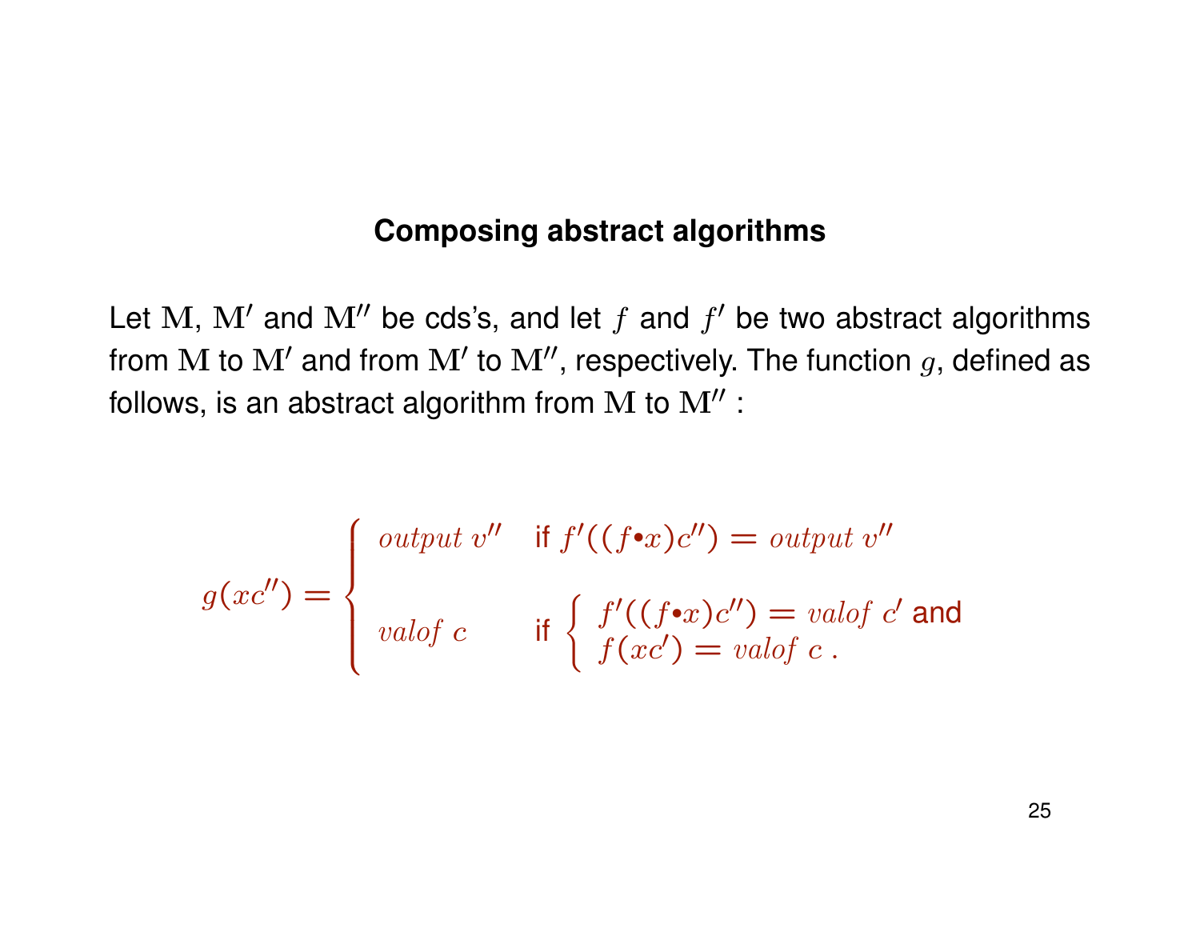## Composing abstract algorithms

Let $\mathrm{M}$, $\mathrm{M}'$ and $\mathrm{M}''$ be cds's, and let $f$ and $f'$ be two abstract algorithms from $\mathrm{M}$ to $\mathrm{M}'$ and from $\mathrm{M}'$ to $\mathrm{M}''$, respectively. The function $g$, defined as follows, is an abstract algorithm from $\mathrm{M}$ to $\mathrm{M}''$ :

$$
g(xc'') = \begin{cases} \mathit{output}\ v'' & \text{if } f'((f \bullet x)c'') = \mathit{output}\ v'' \\[2em] \mathit{valof}\ c & \text{if } \begin{cases} f'((f \bullet x)c'') = \mathit{valof}\ c' \text{ and} \\ f(xc') = \mathit{valof}\ c\ . \end{cases} \end{cases}
$$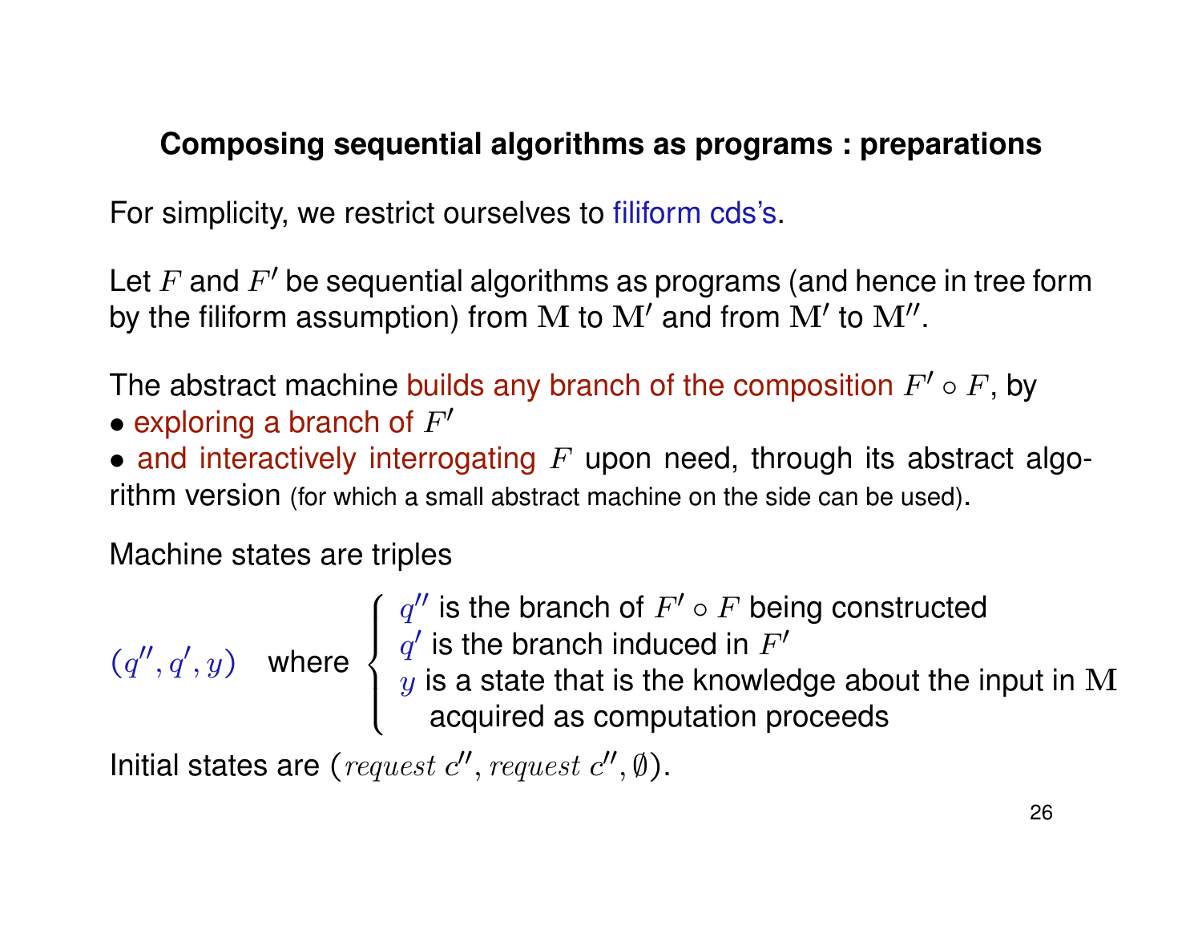## Composing sequential algorithms as programs : preparations

For simplicity, we restrict ourselves to filiform cds's.

Let $F$ and $F'$ be sequential algorithms as programs (and hence in tree form by the filiform assumption) from $\mathbf{M}$ to $\mathbf{M}'$ and from $\mathbf{M}'$ to $\mathbf{M}''$.

The abstract machine builds any branch of the composition $F' \circ F$, by

- exploring a branch of $F'$
- and interactively interrogating $F$ upon need, through its abstract algorithm version (for which a small abstract machine on the side can be used).

Machine states are triples

$(q'', q', y)$ where

- $q''$ is the branch of $F' \circ F$ being constructed
- $q'$ is the branch induced in $F'$
- $y$ is a state that is the knowledge about the input in $\mathbf{M}$ acquired as computation proceeds

Initial states are $(request\ c'', request\ c'', \emptyset)$.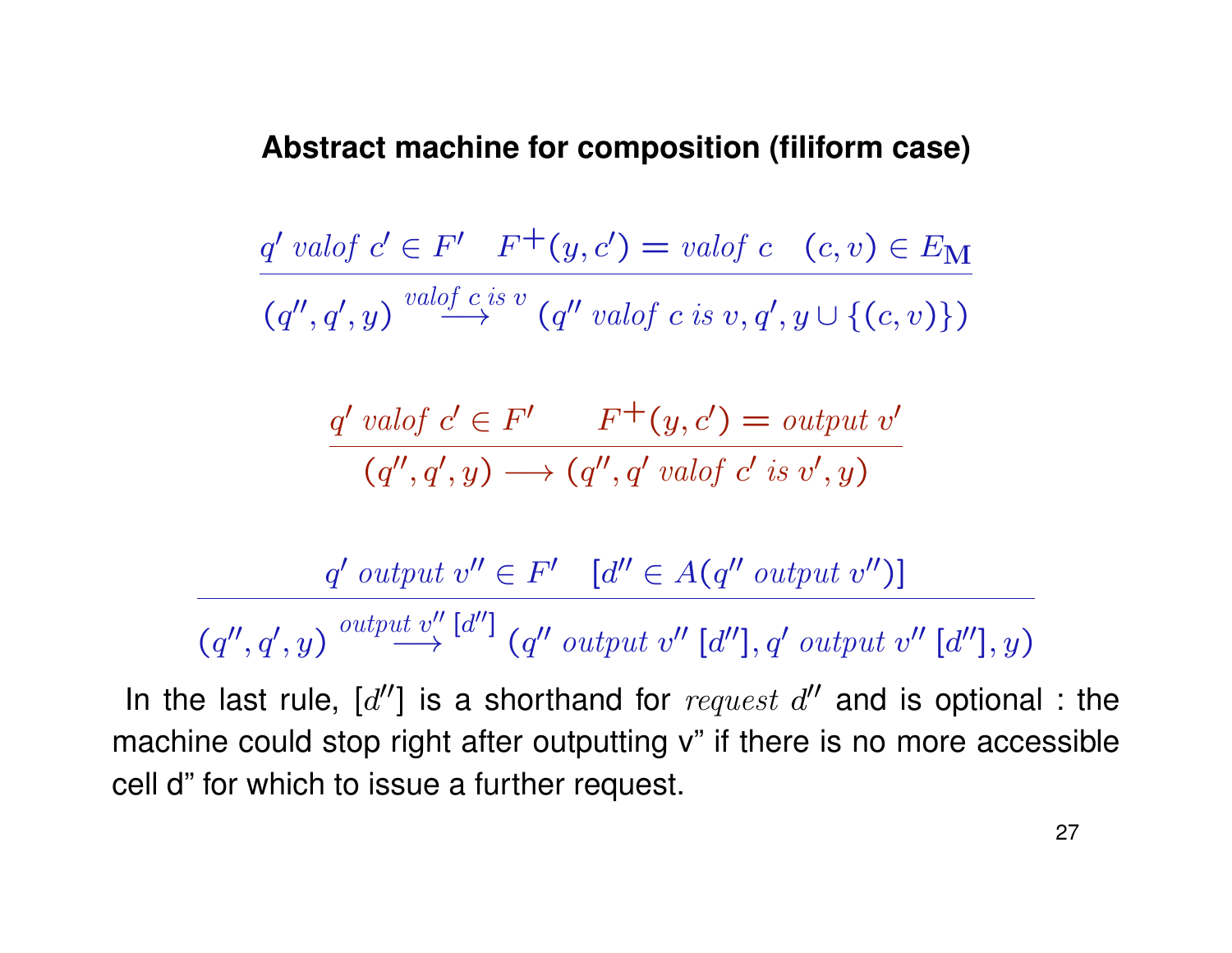**Abstract machine for composition (filiform case)**

$$\frac{q' \; valof \; c' \in F' \quad F^{+}(y, c') = valof \; c \quad (c, v) \in E_{\mathbf{M}}}{(q'', q', y) \overset{valof \; c \; is \; v}{\longrightarrow} (q'' \; valof \; c \; is \; v, q', y \cup \{(c, v)\})}$$

$$\frac{q' \; valof \; c' \in F' \qquad F^{+}(y, c') = output \; v'}{(q'', q', y) \longrightarrow (q'', q' \; valof \; c' \; is \; v', y)}$$

$$\frac{q' \; output \; v'' \in F' \quad [d'' \in A(q'' \; output \; v'')]}{(q'', q', y) \overset{output \; v'' \; [d'']}{\longrightarrow} (q'' \; output \; v'' \; [d''], q' \; output \; v'' \; [d''], y)}$$

In the last rule, $[d'']$ is a shorthand for $request \; d''$ and is optional : the machine could stop right after outputting v” if there is no more accessible cell d” for which to issue a further request.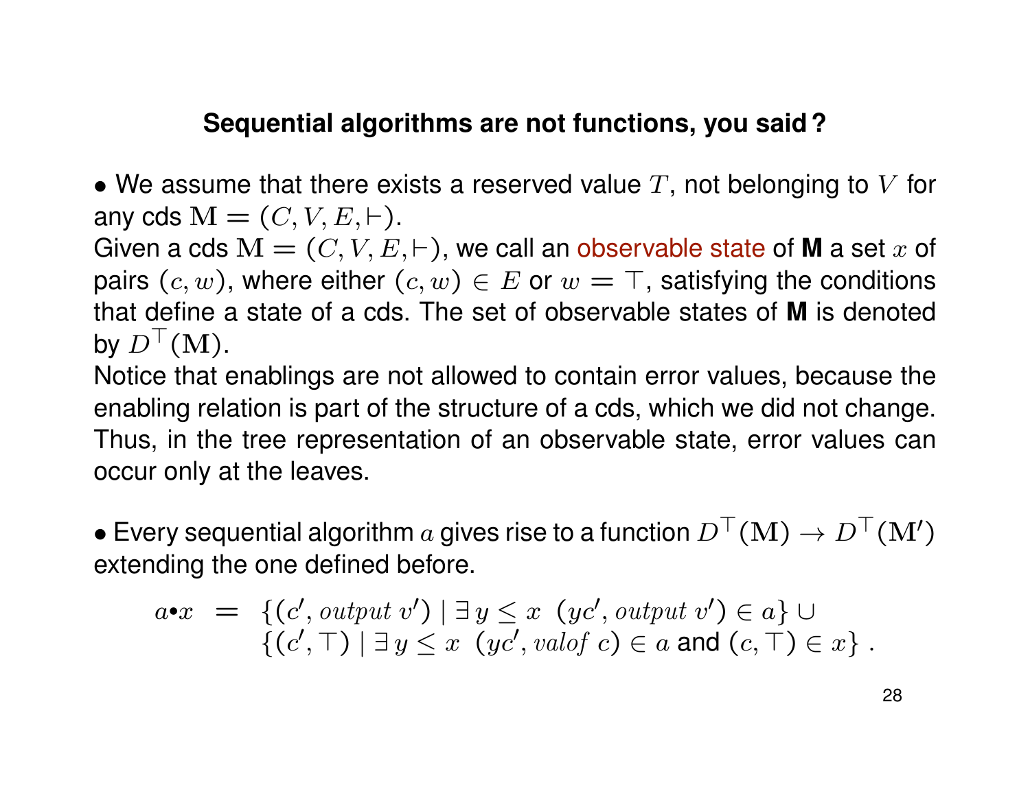## Sequential algorithms are not functions, you said?

- We assume that there exists a reserved value $T$, not belonging to $V$ for any cds $\mathbf{M} = (C, V, E, \vdash)$.

Given a cds $\mathbf{M} = (C, V, E, \vdash)$, we call an observable state of **M** a set $x$ of pairs $(c, w)$, where either $(c, w) \in E$ or $w = \top$, satisfying the conditions that define a state of a cds. The set of observable states of **M** is denoted by $D^\top(\mathbf{M})$.

Notice that enablings are not allowed to contain error values, because the enabling relation is part of the structure of a cds, which we did not change. Thus, in the tree representation of an observable state, error values can occur only at the leaves.

- Every sequential algorithm $a$ gives rise to a function $D^\top(\mathbf{M}) \rightarrow D^\top(\mathbf{M}')$ extending the one defined before.

$$
\begin{aligned}
a{\bullet}x \;\; = \;\; & \{(c', \mathit{output}\ v') \mid \exists\, y \leq x \;\; (yc', \mathit{output}\ v') \in a\} \cup \\
& \{(c', \top) \mid \exists\, y \leq x \;\; (yc', \mathit{valof}\ c) \in a \text{ and } (c, \top) \in x\}\ .
\end{aligned}
$$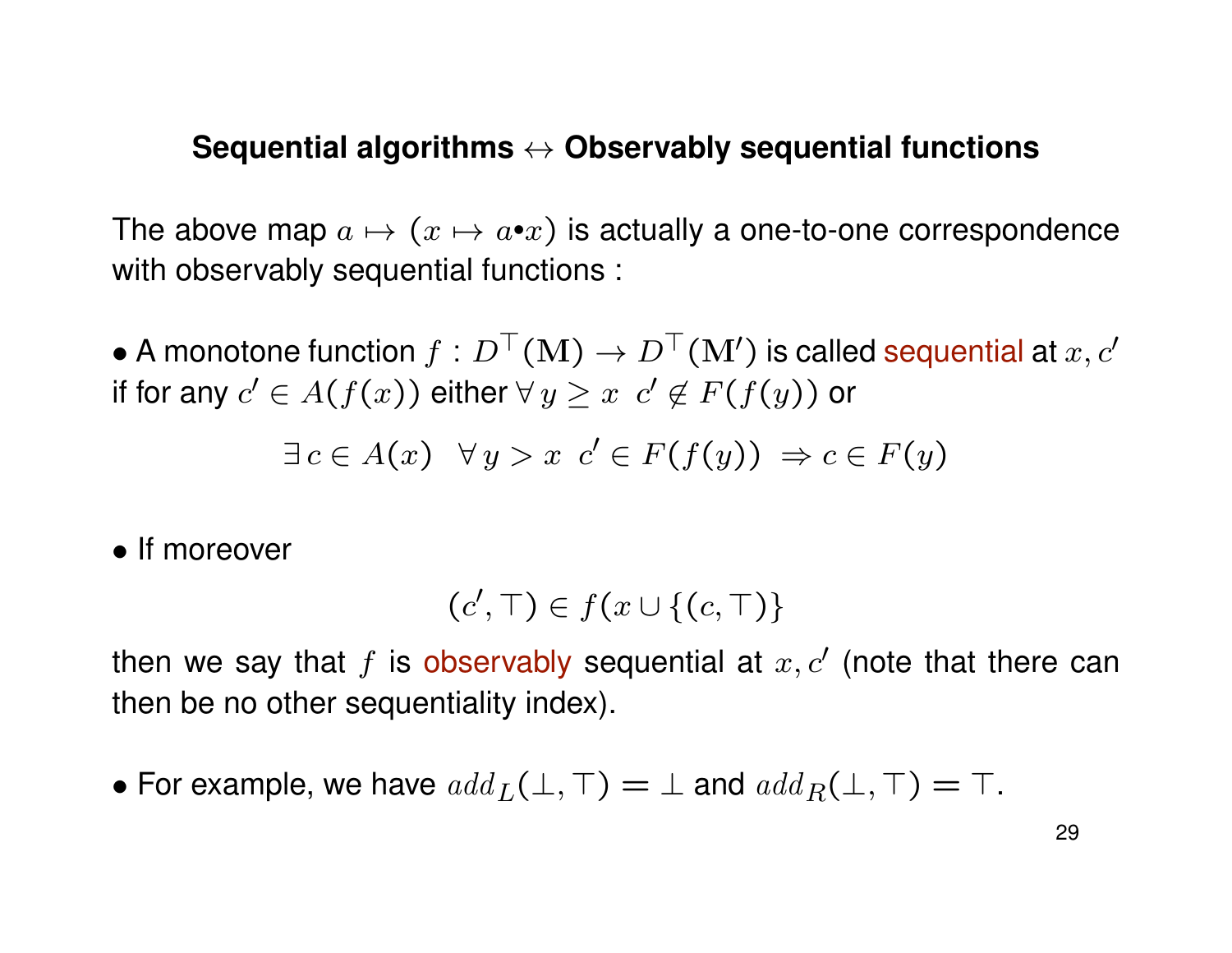## Sequential algorithms $\leftrightarrow$ Observably sequential functions

The above map $a \mapsto (x \mapsto a{\bullet}x)$ is actually a one-to-one correspondence with observably sequential functions :

- A monotone function $f : D^\top(\mathbf{M}) \to D^\top(\mathbf{M}')$ is called sequential at $x, c'$ if for any $c' \in A(f(x))$ either $\forall\, y \geq x \;\; c' \notin F(f(y))$ or

$$\exists\, c \in A(x) \;\;\; \forall\, y > x \;\; c' \in F(f(y)) \;\Rightarrow c \in F(y)$$

- If moreover

$$(c', \top) \in f(x \cup \{(c, \top)\}$$

then we say that $f$ is observably sequential at $x, c'$ (note that there can then be no other sequentiality index).

- For example, we have $add_L(\bot, \top) = \bot$ and $add_R(\bot, \top) = \top$.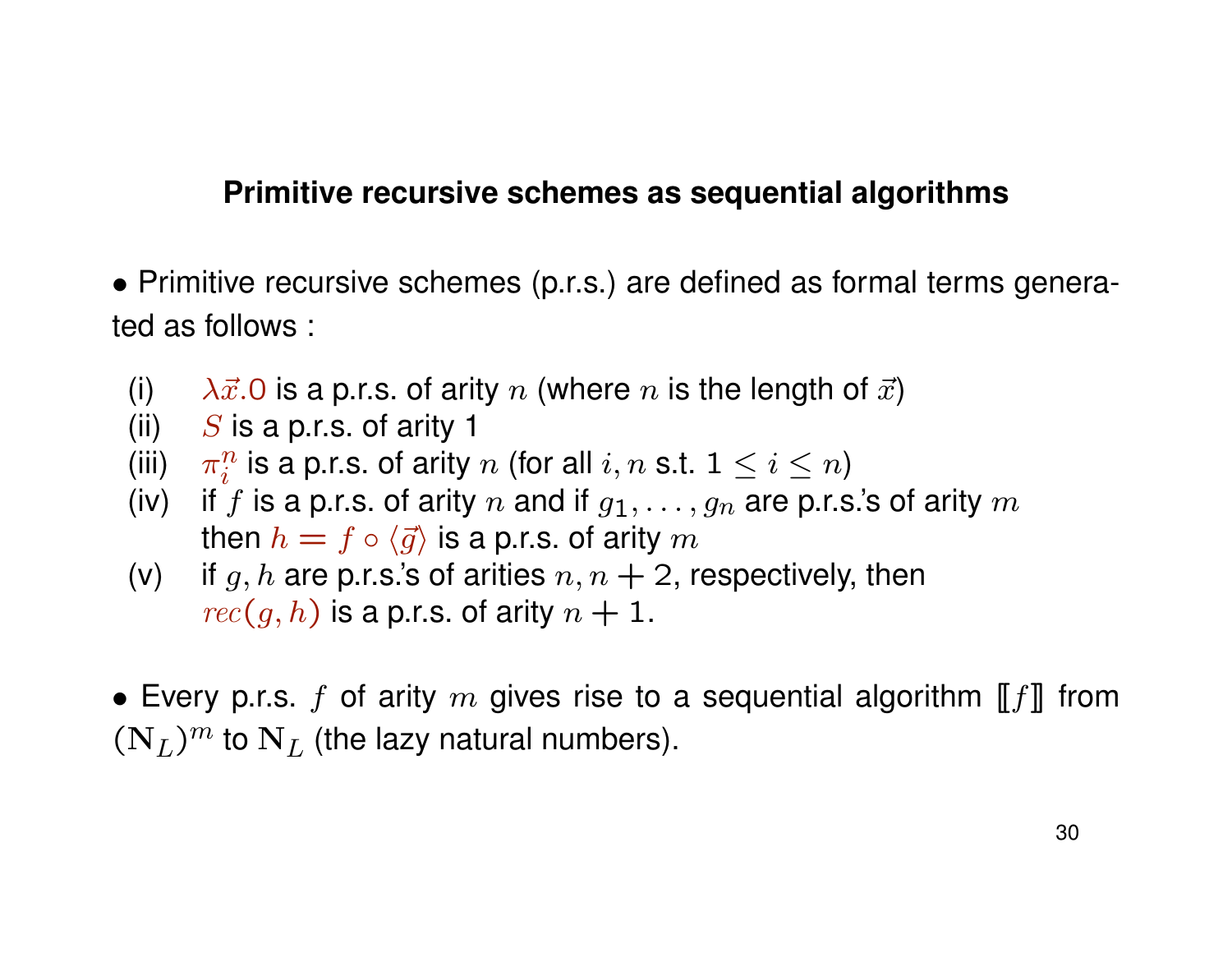## Primitive recursive schemes as sequential algorithms

- Primitive recursive schemes (p.r.s.) are defined as formal terms generated as follows :

  (i) $\lambda\vec{x}.0$ is a p.r.s. of arity $n$ (where $n$ is the length of $\vec{x}$)
  (ii) $S$ is a p.r.s. of arity 1
  (iii) $\pi_i^n$ is a p.r.s. of arity $n$ (for all $i, n$ s.t. $1 \leq i \leq n$)
  (iv) if $f$ is a p.r.s. of arity $n$ and if $g_1, \ldots, g_n$ are p.r.s.'s of arity $m$ then $h = f \circ \langle\vec{g}\rangle$ is a p.r.s. of arity $m$
  (v) if $g, h$ are p.r.s.'s of arities $n, n+2$, respectively, then $rec(g, h)$ is a p.r.s. of arity $n+1$.

- Every p.r.s. $f$ of arity $m$ gives rise to a sequential algorithm $[\![f]\!]$ from $(\mathbf{N}_L)^m$ to $\mathbf{N}_L$ (the lazy natural numbers).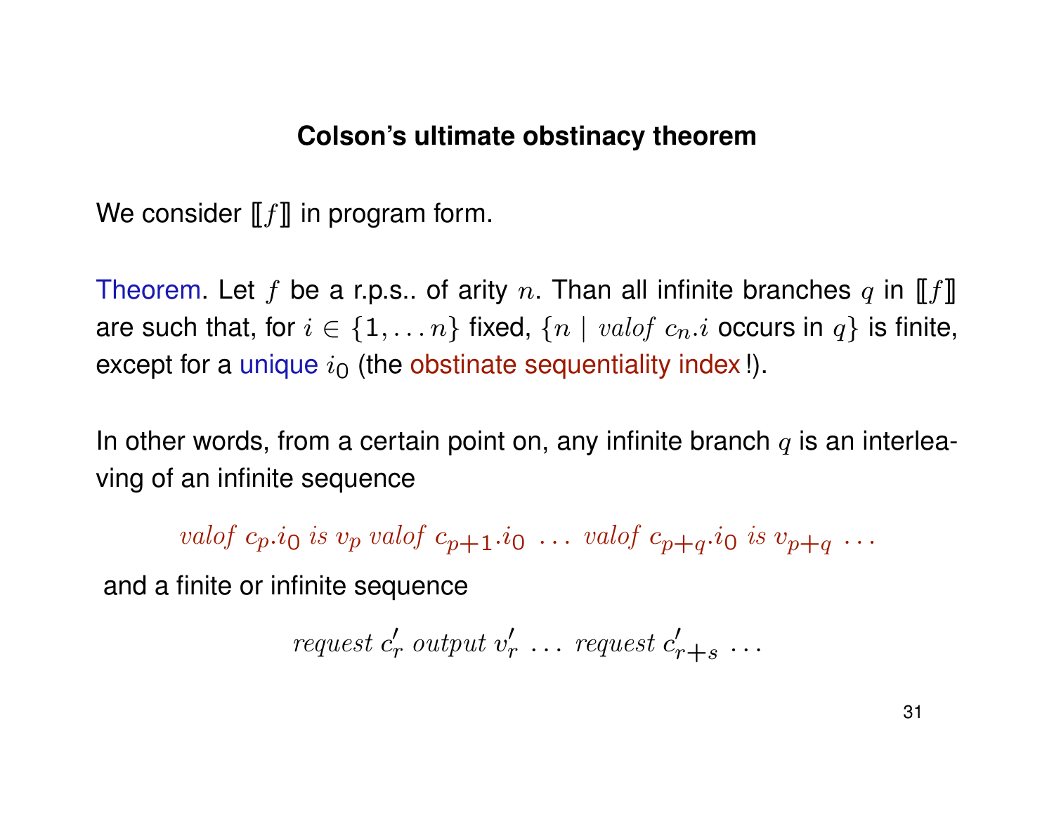## Colson's ultimate obstinacy theorem

We consider $[\![f]\!]$ in program form.

Theorem. Let $f$ be a r.p.s.. of arity $n$. Than all infinite branches $q$ in $[\![f]\!]$ are such that, for $i \in \{1, \ldots n\}$ fixed, $\{n \mid valof\ c_n.i$ occurs in $q\}$ is finite, except for a unique $i_0$ (the obstinate sequentiality index !).

In other words, from a certain point on, any infinite branch $q$ is an interleaving of an infinite sequence

$$valof\ c_p.i_0\ is\ v_p\ valof\ c_{p+1}.i_0\ \ldots\ valof\ c_{p+q}.i_0\ is\ v_{p+q}\ \ldots$$

and a finite or infinite sequence

$$request\ c'_r\ output\ v'_r\ \ldots\ request\ c'_{r+s}\ \ldots$$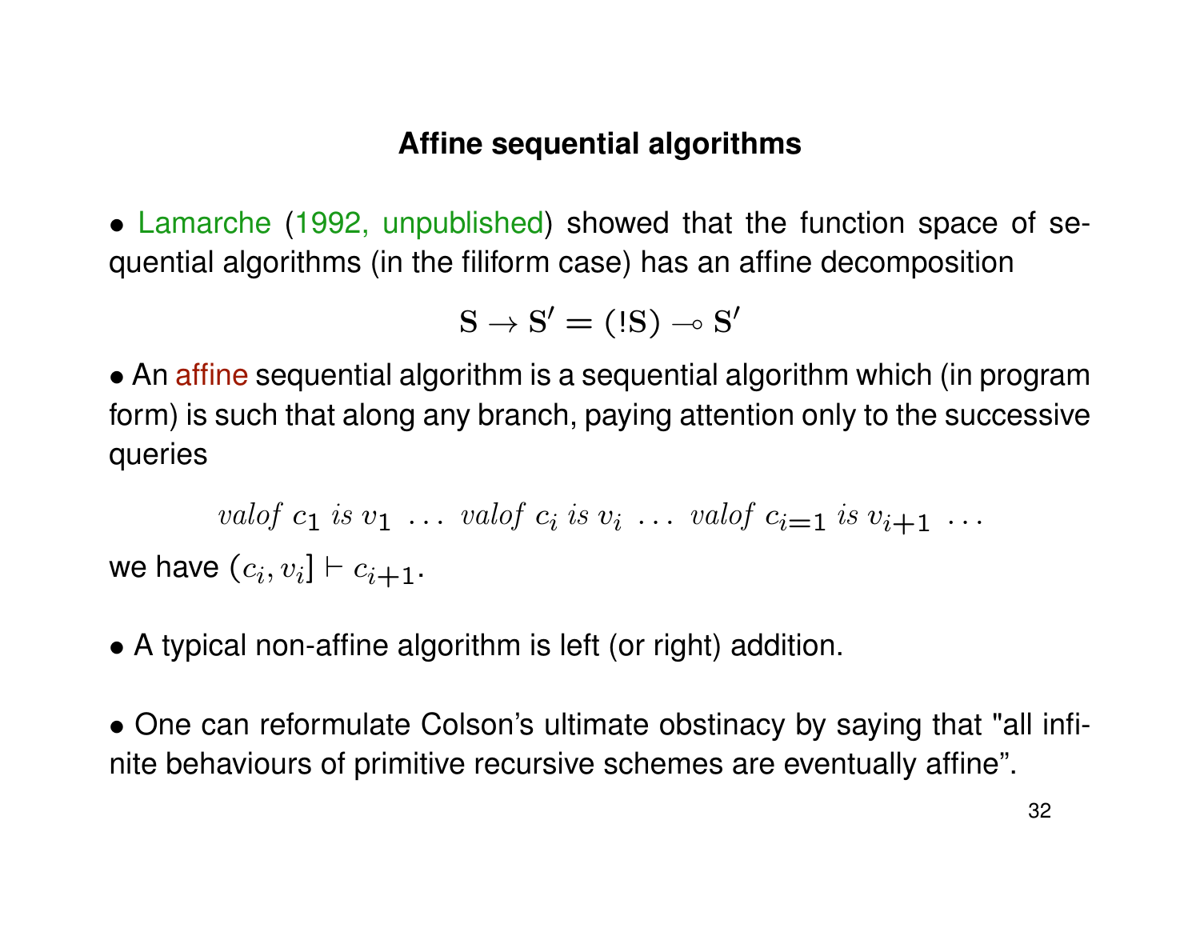# Affine sequential algorithms

- Lamarche (1992, unpublished) showed that the function space of sequential algorithms (in the filiform case) has an affine decomposition

$$\mathbf{S} \to \mathbf{S}' = (!\mathbf{S}) \multimap \mathbf{S}'$$

- An affine sequential algorithm is a sequential algorithm which (in program form) is such that along any branch, paying attention only to the successive queries

$$\textit{valof } c_1 \textit{ is } v_1 \; \ldots \; \textit{valof } c_i \textit{ is } v_i \; \ldots \; \textit{valof } c_{i=1} \textit{ is } v_{i+1} \; \ldots$$

we have $(c_i, v_i] \vdash c_{i+1}$.

- A typical non-affine algorithm is left (or right) addition.

- One can reformulate Colson's ultimate obstinacy by saying that "all infinite behaviours of primitive recursive schemes are eventually affine".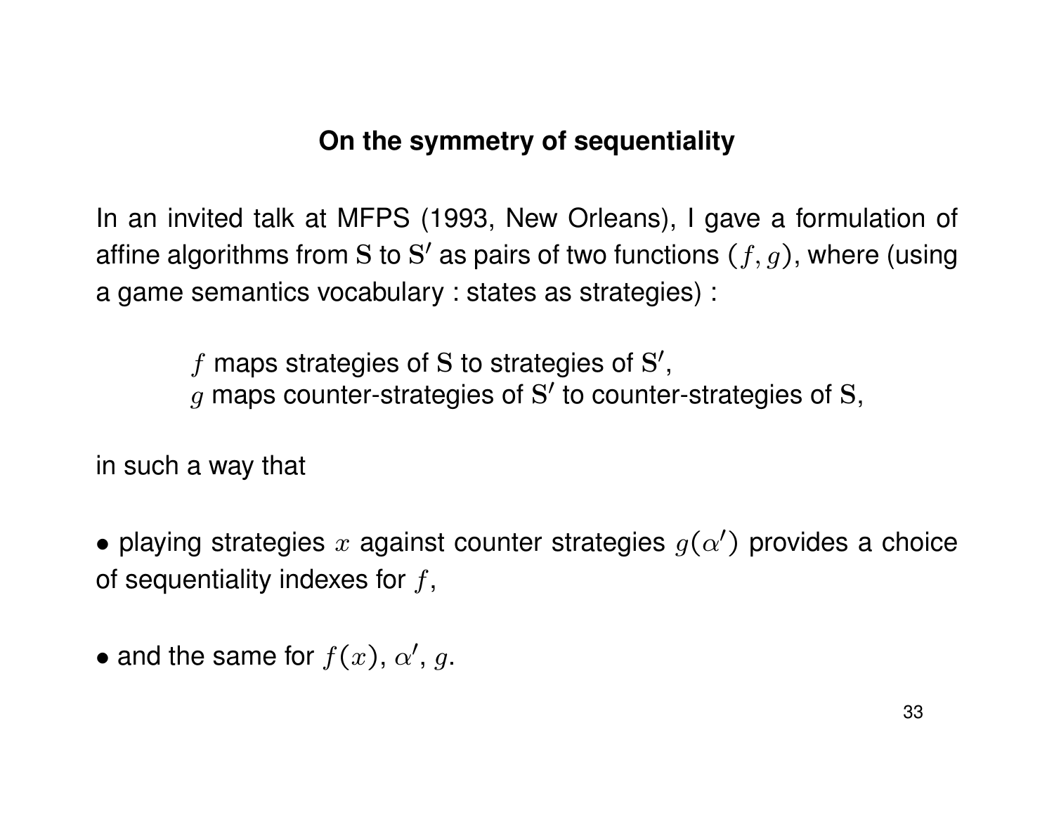## On the symmetry of sequentiality

In an invited talk at MFPS (1993, New Orleans), I gave a formulation of affine algorithms from $\mathrm{S}$ to $\mathrm{S}'$ as pairs of two functions $(f, g)$, where (using a game semantics vocabulary : states as strategies) :

> $f$ maps strategies of $\mathrm{S}$ to strategies of $\mathrm{S}'$,
> $g$ maps counter-strategies of $\mathrm{S}'$ to counter-strategies of $\mathrm{S}$,

in such a way that

- playing strategies $x$ against counter strategies $g(\alpha')$ provides a choice of sequentiality indexes for $f$,

- and the same for $f(x)$, $\alpha'$, $g$.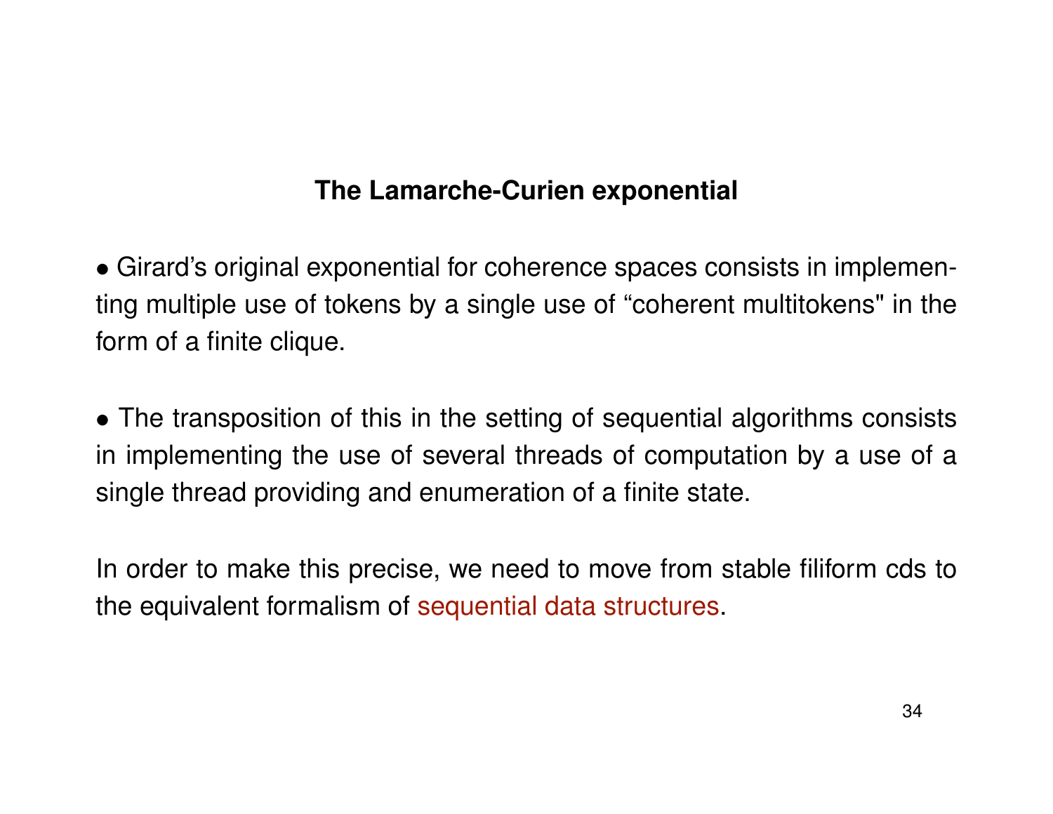## The Lamarche-Curien exponential

- Girard's original exponential for coherence spaces consists in implementing multiple use of tokens by a single use of “coherent multitokens" in the form of a finite clique.

- The transposition of this in the setting of sequential algorithms consists in implementing the use of several threads of computation by a use of a single thread providing and enumeration of a finite state.

In order to make this precise, we need to move from stable filiform cds to the equivalent formalism of sequential data structures.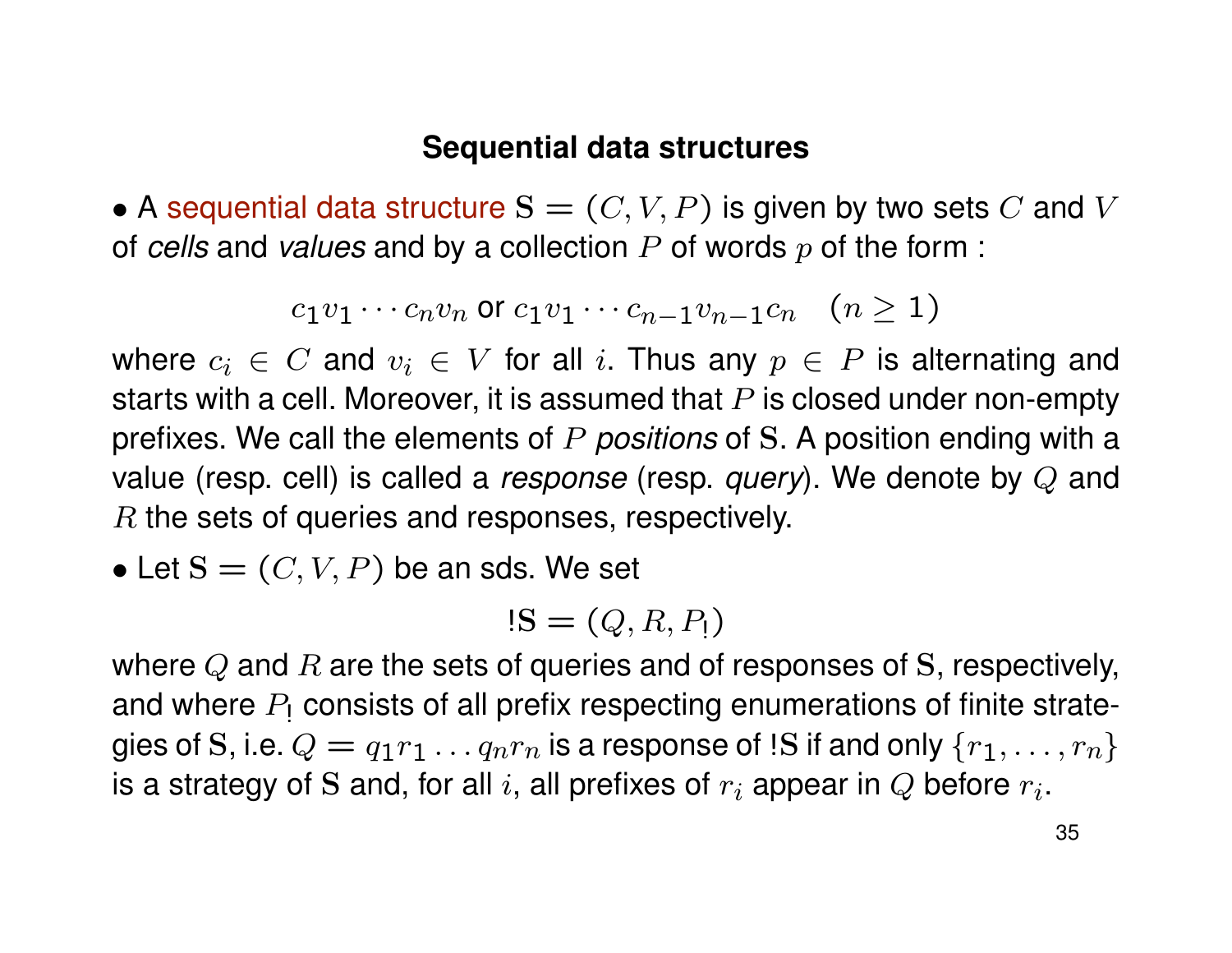## Sequential data structures

- A sequential data structure $\mathbf{S} = (C, V, P)$ is given by two sets $C$ and $V$ of *cells* and *values* and by a collection $P$ of words $p$ of the form :

$$c_1 v_1 \cdots c_n v_n \text{ or } c_1 v_1 \cdots c_{n-1} v_{n-1} c_n \quad (n \geq 1)$$

where $c_i \in C$ and $v_i \in V$ for all $i$. Thus any $p \in P$ is alternating and starts with a cell. Moreover, it is assumed that $P$ is closed under non-empty prefixes. We call the elements of $P$ *positions* of $\mathbf{S}$. A position ending with a value (resp. cell) is called a *response* (resp. *query*). We denote by $Q$ and $R$ the sets of queries and responses, respectively.

- Let $\mathbf{S} = (C, V, P)$ be an sds. We set

$$!\mathbf{S} = (Q, R, P_!)$$

where $Q$ and $R$ are the sets of queries and of responses of $\mathbf{S}$, respectively, and where $P_!$ consists of all prefix respecting enumerations of finite strategies of $\mathbf{S}$, i.e. $Q = q_1 r_1 \ldots q_n r_n$ is a response of $!\mathbf{S}$ if and only $\{r_1, \ldots, r_n\}$ is a strategy of $\mathbf{S}$ and, for all $i$, all prefixes of $r_i$ appear in $Q$ before $r_i$.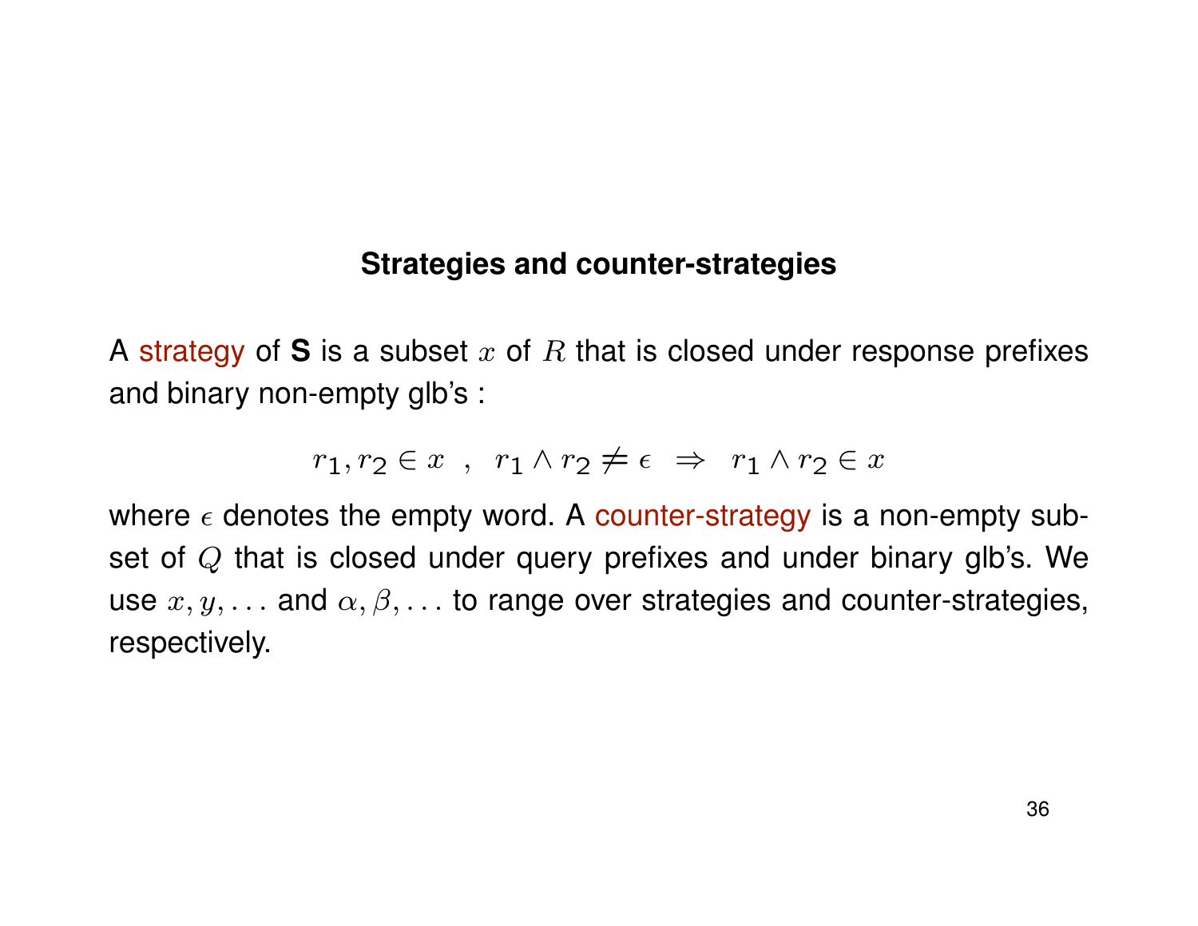## Strategies and counter-strategies

A strategy of **S** is a subset $x$ of $R$ that is closed under response prefixes and binary non-empty glb's :

$$r_1, r_2 \in x \;\;,\;\; r_1 \wedge r_2 \neq \epsilon \;\;\Rightarrow\;\; r_1 \wedge r_2 \in x$$

where $\epsilon$ denotes the empty word. A counter-strategy is a non-empty subset of $Q$ that is closed under query prefixes and under binary glb's. We use $x, y, \ldots$ and $\alpha, \beta, \ldots$ to range over strategies and counter-strategies, respectively.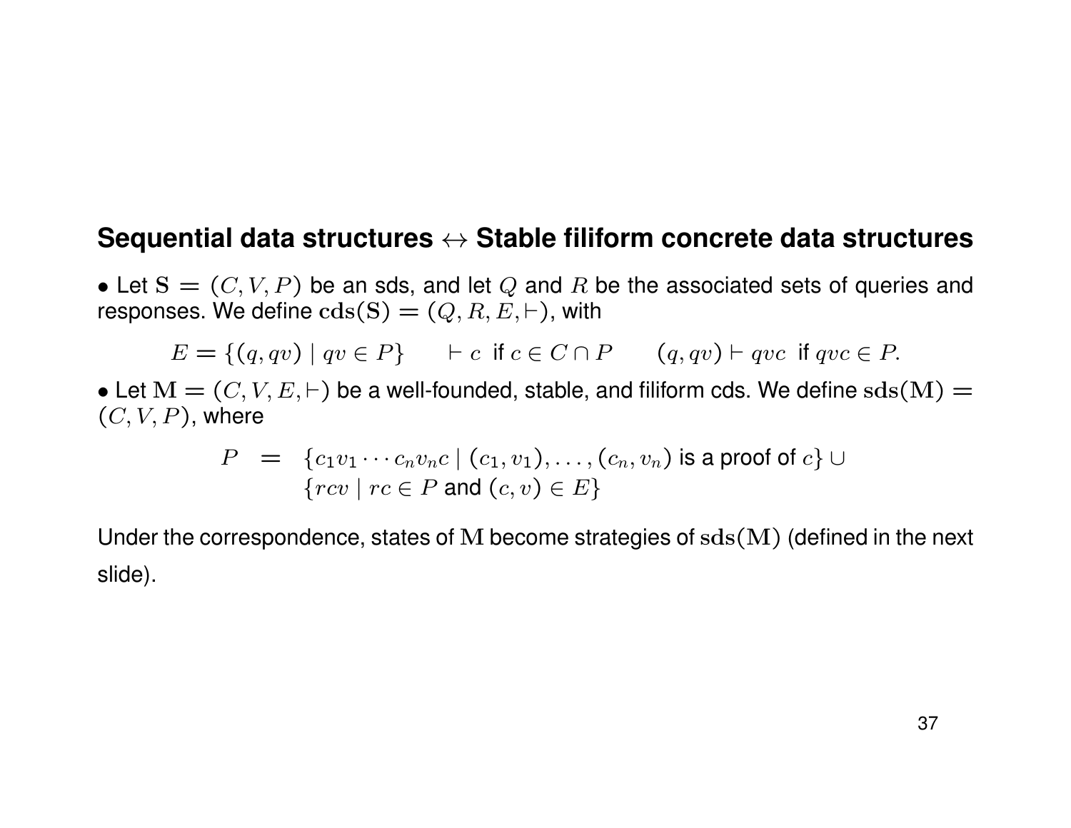## Sequential data structures $\leftrightarrow$ Stable filiform concrete data structures

- Let $\mathbf{S} = (C, V, P)$ be an sds, and let $Q$ and $R$ be the associated sets of queries and responses. We define $\mathbf{cds}(\mathbf{S}) = (Q, R, E, \vdash)$, with

$$E = \{(q, qv) \mid qv \in P\} \qquad \vdash c \text{ if } c \in C \cap P \qquad (q, qv) \vdash qvc \text{ if } qvc \in P.$$

- Let $\mathbf{M} = (C, V, E, \vdash)$ be a well-founded, stable, and filiform cds. We define $\mathbf{sds}(\mathbf{M}) = (C, V, P)$, where

$$\begin{array}{rcl} P & = & \{c_1 v_1 \cdots c_n v_n c \mid (c_1, v_1), \ldots, (c_n, v_n) \text{ is a proof of } c\} \cup \\ & & \{rcv \mid rc \in P \text{ and } (c, v) \in E\} \end{array}$$

Under the correspondence, states of $\mathbf{M}$ become strategies of $\mathbf{sds}(\mathbf{M})$ (defined in the next slide).